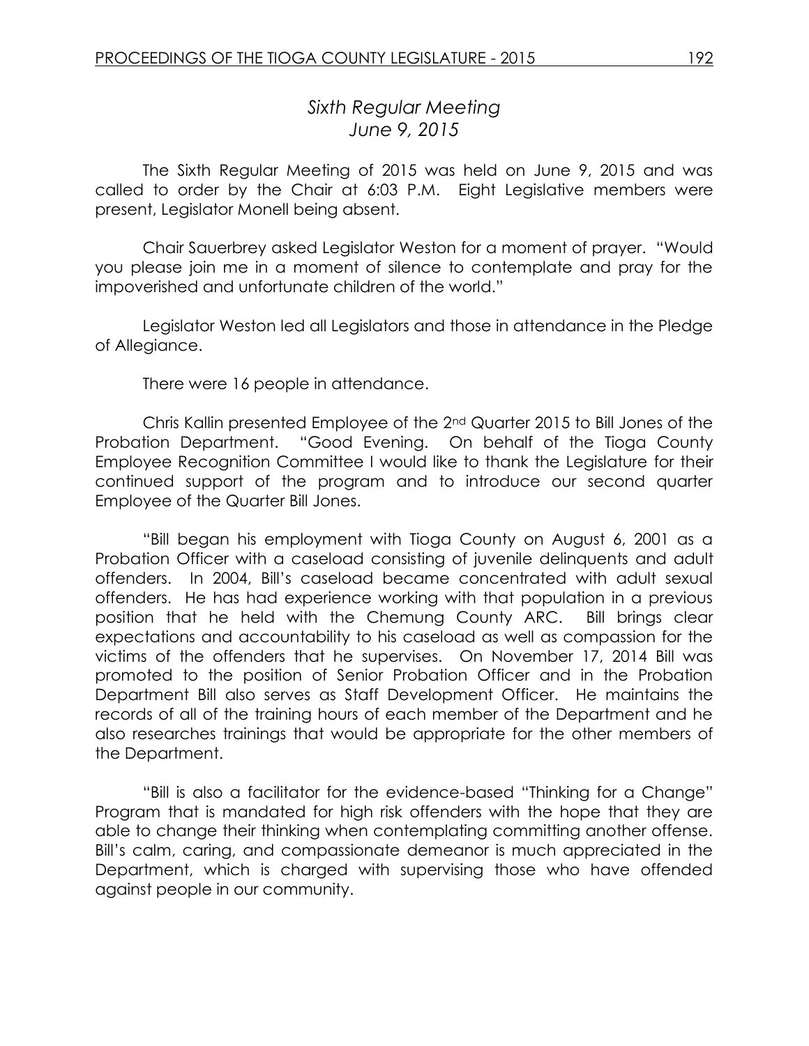# *Sixth Regular Meeting*
## *June 9, 2015*

The Sixth Regular Meeting of 2015 was held on June 9, 2015 and was called to order by the Chair at 6:03 P.M. Eight Legislative members were present, Legislator Monell being absent.

Chair Sauerbrey asked Legislator Weston for a moment of prayer. "Would you please join me in a moment of silence to contemplate and pray for the impoverished and unfortunate children of the world."

Legislator Weston led all Legislators and those in attendance in the Pledge of Allegiance.

There were 16 people in attendance.

Chris Kallin presented Employee of the 2nd Quarter 2015 to Bill Jones of the Probation Department. "Good Evening. On behalf of the Tioga County Employee Recognition Committee I would like to thank the Legislature for their continued support of the program and to introduce our second quarter Employee of the Quarter Bill Jones.

"Bill began his employment with Tioga County on August 6, 2001 as a Probation Officer with a caseload consisting of juvenile delinquents and adult offenders. In 2004, Bill's caseload became concentrated with adult sexual offenders. He has had experience working with that population in a previous position that he held with the Chemung County ARC. Bill brings clear expectations and accountability to his caseload as well as compassion for the victims of the offenders that he supervises. On November 17, 2014 Bill was promoted to the position of Senior Probation Officer and in the Probation Department Bill also serves as Staff Development Officer. He maintains the records of all of the training hours of each member of the Department and he also researches trainings that would be appropriate for the other members of the Department.

"Bill is also a facilitator for the evidence-based "Thinking for a Change" Program that is mandated for high risk offenders with the hope that they are able to change their thinking when contemplating committing another offense. Bill's calm, caring, and compassionate demeanor is much appreciated in the Department, which is charged with supervising those who have offended against people in our community.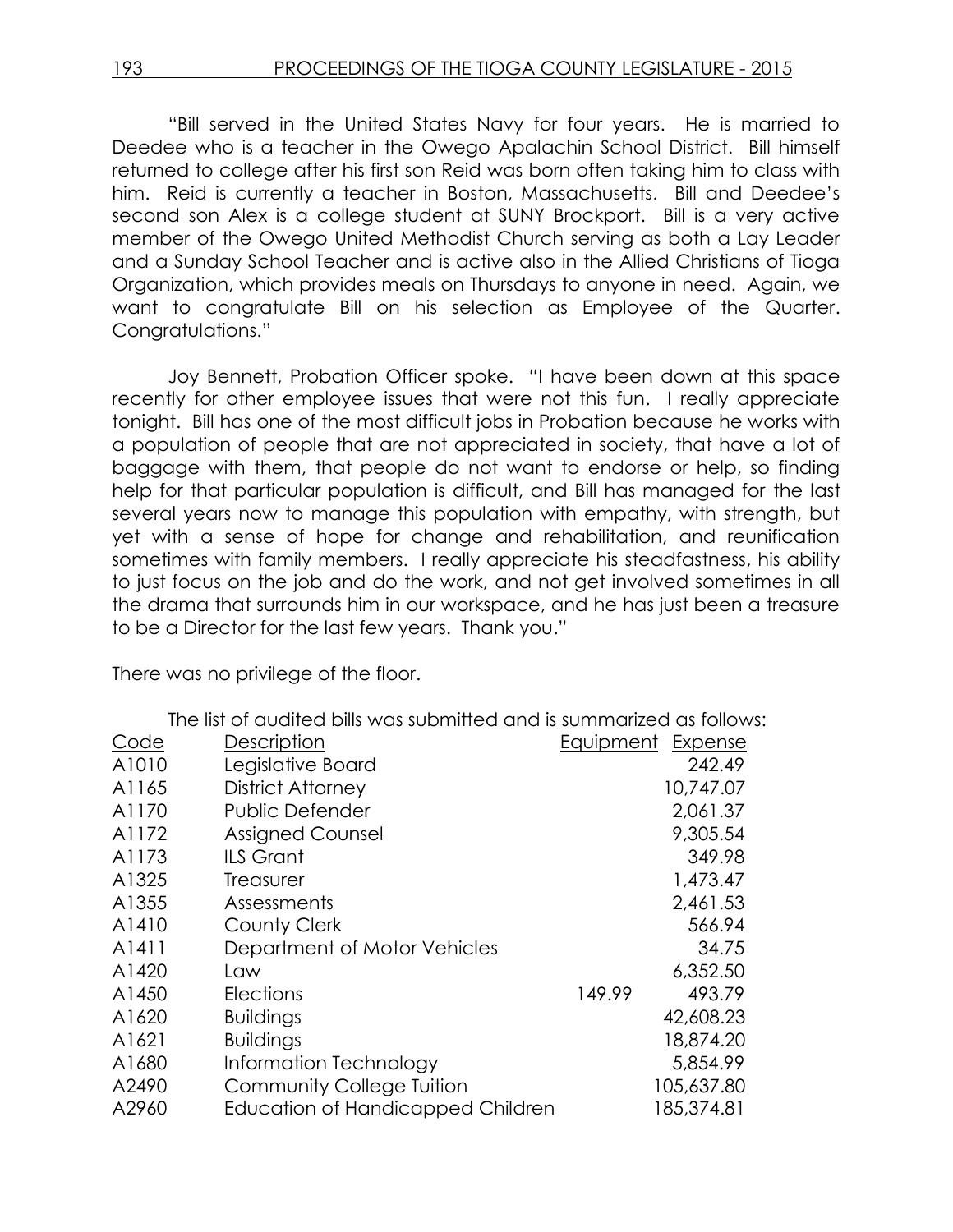"Bill served in the United States Navy for four years. He is married to Deedee who is a teacher in the Owego Apalachin School District. Bill himself returned to college after his first son Reid was born often taking him to class with him. Reid is currently a teacher in Boston, Massachusetts. Bill and Deedee's second son Alex is a college student at SUNY Brockport. Bill is a very active member of the Owego United Methodist Church serving as both a Lay Leader and a Sunday School Teacher and is active also in the Allied Christians of Tioga Organization, which provides meals on Thursdays to anyone in need. Again, we want to congratulate Bill on his selection as Employee of the Quarter. Congratulations."

Joy Bennett, Probation Officer spoke. "I have been down at this space recently for other employee issues that were not this fun. I really appreciate tonight. Bill has one of the most difficult jobs in Probation because he works with a population of people that are not appreciated in society, that have a lot of baggage with them, that people do not want to endorse or help, so finding help for that particular population is difficult, and Bill has managed for the last several years now to manage this population with empathy, with strength, but yet with a sense of hope for change and rehabilitation, and reunification sometimes with family members. I really appreciate his steadfastness, his ability to just focus on the job and do the work, and not get involved sometimes in all the drama that surrounds him in our workspace, and he has just been a treasure to be a Director for the last few years. Thank you."

There was no privilege of the floor.

The list of audited bills was submitted and is summarized as follows:

| Code | Description | Equipment | Expense |
|---|---|---|---|
| A1010 | Legislative Board | | 242.49 |
| A1165 | District Attorney | | 10,747.07 |
| A1170 | Public Defender | | 2,061.37 |
| A1172 | Assigned Counsel | | 9,305.54 |
| A1173 | ILS Grant | | 349.98 |
| A1325 | Treasurer | | 1,473.47 |
| A1355 | Assessments | | 2,461.53 |
| A1410 | County Clerk | | 566.94 |
| A1411 | Department of Motor Vehicles | | 34.75 |
| A1420 | Law | | 6,352.50 |
| A1450 | Elections | 149.99 | 493.79 |
| A1620 | Buildings | | 42,608.23 |
| A1621 | Buildings | | 18,874.20 |
| A1680 | Information Technology | | 5,854.99 |
| A2490 | Community College Tuition | | 105,637.80 |
| A2960 | Education of Handicapped Children | | 185,374.81 |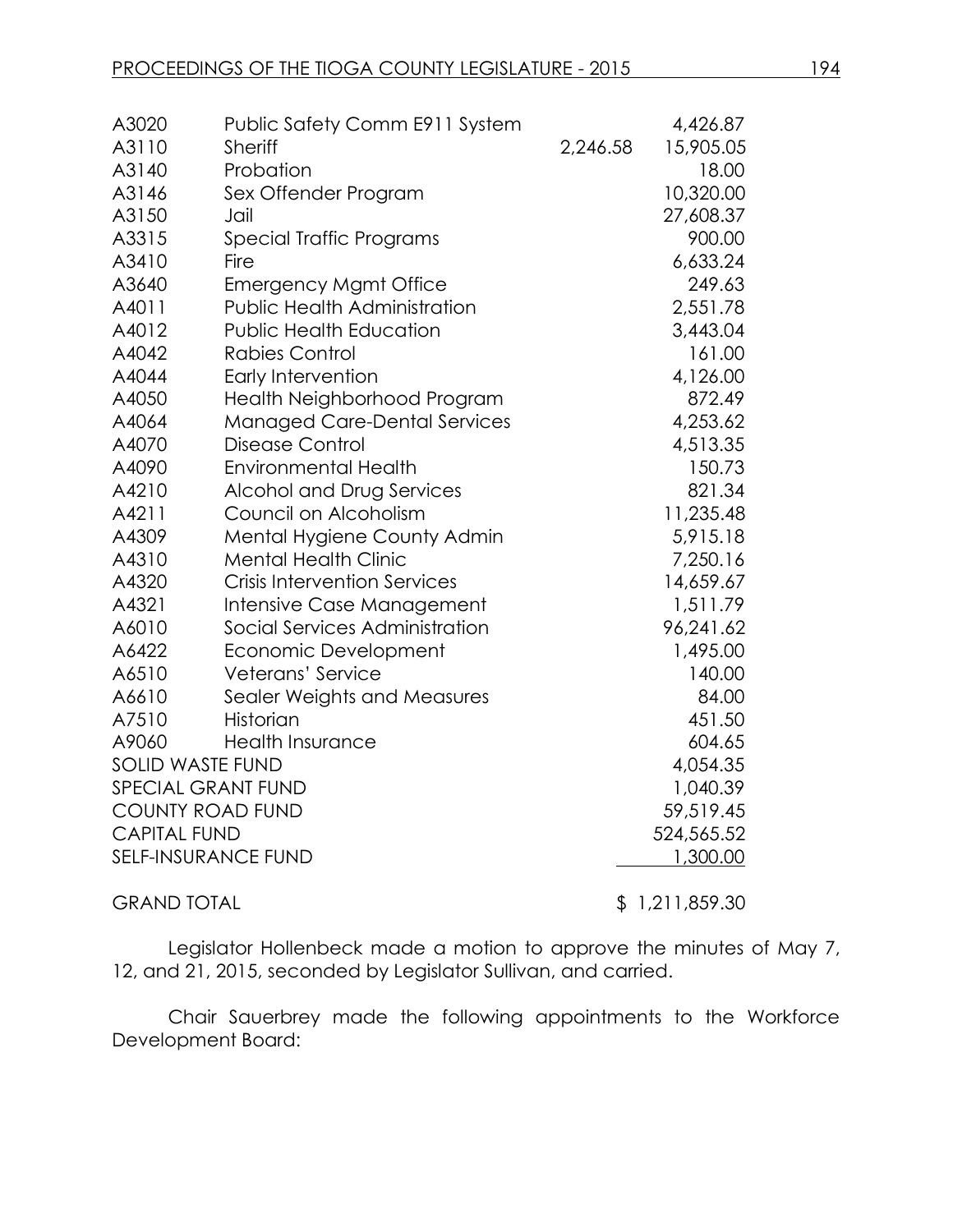| | | | |
|---|---|---|---|
| A3020 | Public Safety Comm E911 System | | 4,426.87 |
| A3110 | Sheriff | 2,246.58 | 15,905.05 |
| A3140 | Probation | | 18.00 |
| A3146 | Sex Offender Program | | 10,320.00 |
| A3150 | Jail | | 27,608.37 |
| A3315 | Special Traffic Programs | | 900.00 |
| A3410 | Fire | | 6,633.24 |
| A3640 | Emergency Mgmt Office | | 249.63 |
| A4011 | Public Health Administration | | 2,551.78 |
| A4012 | Public Health Education | | 3,443.04 |
| A4042 | Rabies Control | | 161.00 |
| A4044 | Early Intervention | | 4,126.00 |
| A4050 | Health Neighborhood Program | | 872.49 |
| A4064 | Managed Care-Dental Services | | 4,253.62 |
| A4070 | Disease Control | | 4,513.35 |
| A4090 | Environmental Health | | 150.73 |
| A4210 | Alcohol and Drug Services | | 821.34 |
| A4211 | Council on Alcoholism | | 11,235.48 |
| A4309 | Mental Hygiene County Admin | | 5,915.18 |
| A4310 | Mental Health Clinic | | 7,250.16 |
| A4320 | Crisis Intervention Services | | 14,659.67 |
| A4321 | Intensive Case Management | | 1,511.79 |
| A6010 | Social Services Administration | | 96,241.62 |
| A6422 | Economic Development | | 1,495.00 |
| A6510 | Veterans' Service | | 140.00 |
| A6610 | Sealer Weights and Measures | | 84.00 |
| A7510 | Historian | | 451.50 |
| A9060 | Health Insurance | | 604.65 |
| SOLID WASTE FUND | | | 4,054.35 |
| SPECIAL GRANT FUND | | | 1,040.39 |
| COUNTY ROAD FUND | | | 59,519.45 |
| CAPITAL FUND | | | 524,565.52 |
| SELF-INSURANCE FUND | | | 1,300.00 |
| GRAND TOTAL | | | $ 1,211,859.30 |

Legislator Hollenbeck made a motion to approve the minutes of May 7, 12, and 21, 2015, seconded by Legislator Sullivan, and carried.

Chair Sauerbrey made the following appointments to the Workforce Development Board: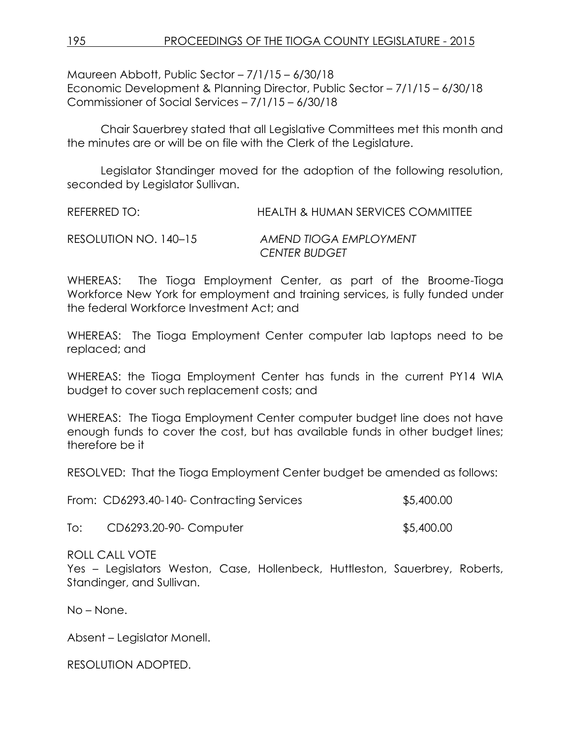Maureen Abbott, Public Sector – 7/1/15 – 6/30/18
Economic Development & Planning Director, Public Sector – 7/1/15 – 6/30/18
Commissioner of Social Services – 7/1/15 – 6/30/18

Chair Sauerbrey stated that all Legislative Committees met this month and the minutes are or will be on file with the Clerk of the Legislature.

Legislator Standinger moved for the adoption of the following resolution, seconded by Legislator Sullivan.

REFERRED TO: HEALTH & HUMAN SERVICES COMMITTEE

RESOLUTION NO. 140–15 *AMEND TIOGA EMPLOYMENT CENTER BUDGET*

WHEREAS: The Tioga Employment Center, as part of the Broome-Tioga Workforce New York for employment and training services, is fully funded under the federal Workforce Investment Act; and

WHEREAS: The Tioga Employment Center computer lab laptops need to be replaced; and

WHEREAS: the Tioga Employment Center has funds in the current PY14 WIA budget to cover such replacement costs; and

WHEREAS: The Tioga Employment Center computer budget line does not have enough funds to cover the cost, but has available funds in other budget lines; therefore be it

RESOLVED: That the Tioga Employment Center budget be amended as follows:

From: CD6293.40-140- Contracting Services $5,400.00

To: CD6293.20-90- Computer $5,400.00

ROLL CALL VOTE
Yes – Legislators Weston, Case, Hollenbeck, Huttleston, Sauerbrey, Roberts, Standinger, and Sullivan.

No – None.

Absent – Legislator Monell.

RESOLUTION ADOPTED.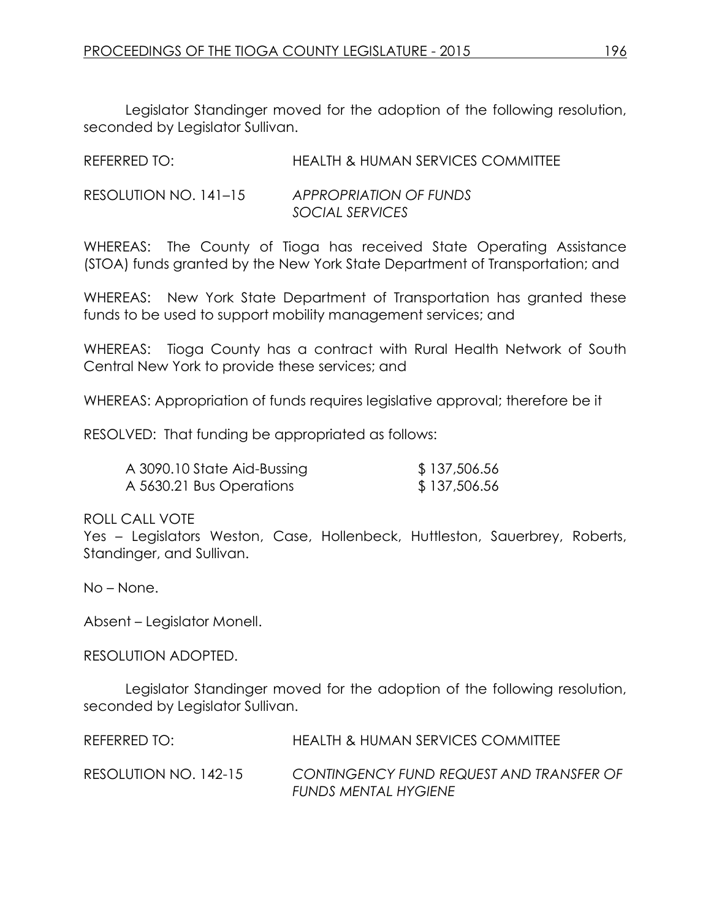Legislator Standinger moved for the adoption of the following resolution, seconded by Legislator Sullivan.

REFERRED TO: HEALTH & HUMAN SERVICES COMMITTEE

RESOLUTION NO. 141–15 *APPROPRIATION OF FUNDS SOCIAL SERVICES*

WHEREAS: The County of Tioga has received State Operating Assistance (STOA) funds granted by the New York State Department of Transportation; and

WHEREAS: New York State Department of Transportation has granted these funds to be used to support mobility management services; and

WHEREAS: Tioga County has a contract with Rural Health Network of South Central New York to provide these services; and

WHEREAS: Appropriation of funds requires legislative approval; therefore be it

RESOLVED: That funding be appropriated as follows:

| | |
|---|---|
| A 3090.10 State Aid-Bussing | $ 137,506.56 |
| A 5630.21 Bus Operations | $ 137,506.56 |

ROLL CALL VOTE
Yes – Legislators Weston, Case, Hollenbeck, Huttleston, Sauerbrey, Roberts, Standinger, and Sullivan.

No – None.

Absent – Legislator Monell.

RESOLUTION ADOPTED.

Legislator Standinger moved for the adoption of the following resolution, seconded by Legislator Sullivan.

REFERRED TO: HEALTH & HUMAN SERVICES COMMITTEE

RESOLUTION NO. 142-15 *CONTINGENCY FUND REQUEST AND TRANSFER OF FUNDS MENTAL HYGIENE*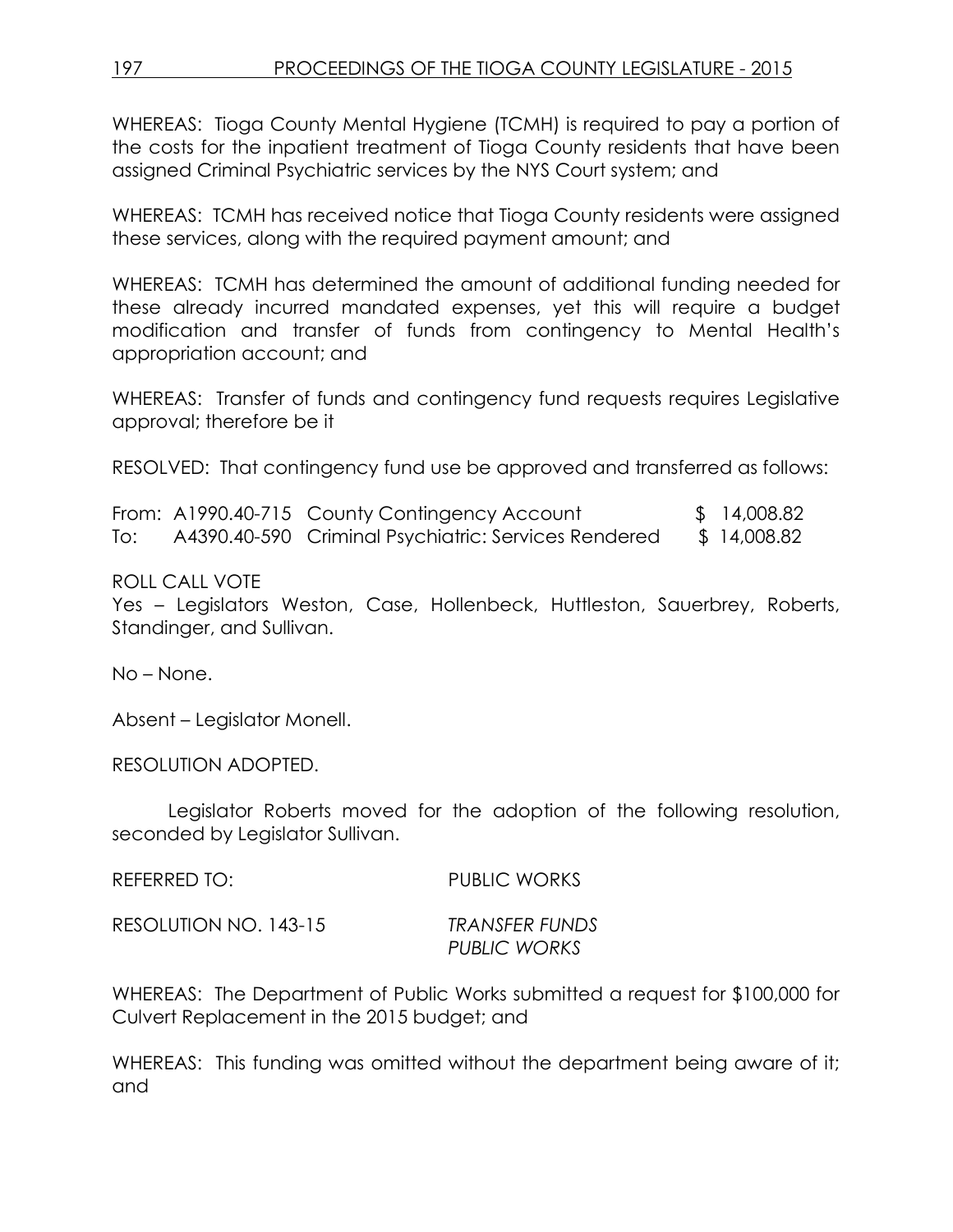WHEREAS: Tioga County Mental Hygiene (TCMH) is required to pay a portion of the costs for the inpatient treatment of Tioga County residents that have been assigned Criminal Psychiatric services by the NYS Court system; and

WHEREAS: TCMH has received notice that Tioga County residents were assigned these services, along with the required payment amount; and

WHEREAS: TCMH has determined the amount of additional funding needed for these already incurred mandated expenses, yet this will require a budget modification and transfer of funds from contingency to Mental Health's appropriation account; and

WHEREAS: Transfer of funds and contingency fund requests requires Legislative approval; therefore be it

RESOLVED: That contingency fund use be approved and transferred as follows:

| | | | |
|---|---|---|---|
| From: | A1990.40-715 | County Contingency Account | $ 14,008.82 |
| To: | A4390.40-590 | Criminal Psychiatric: Services Rendered | $ 14,008.82 |

ROLL CALL VOTE
Yes – Legislators Weston, Case, Hollenbeck, Huttleston, Sauerbrey, Roberts, Standinger, and Sullivan.

No – None.

Absent – Legislator Monell.

RESOLUTION ADOPTED.

Legislator Roberts moved for the adoption of the following resolution, seconded by Legislator Sullivan.

REFERRED TO: PUBLIC WORKS

RESOLUTION NO. 143-15 *TRANSFER FUNDS PUBLIC WORKS*

WHEREAS: The Department of Public Works submitted a request for $100,000 for Culvert Replacement in the 2015 budget; and

WHEREAS: This funding was omitted without the department being aware of it; and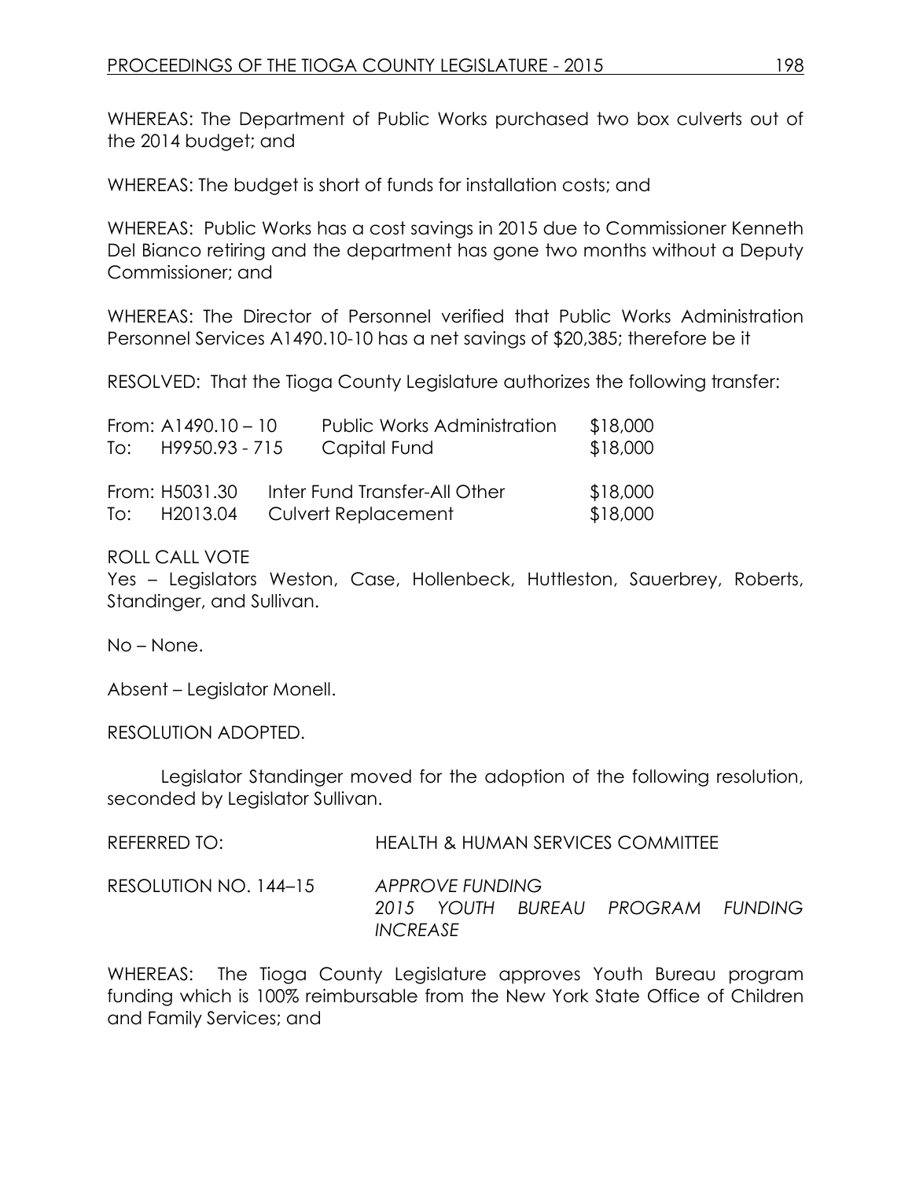WHEREAS: The Department of Public Works purchased two box culverts out of the 2014 budget; and

WHEREAS: The budget is short of funds for installation costs; and

WHEREAS: Public Works has a cost savings in 2015 due to Commissioner Kenneth Del Bianco retiring and the department has gone two months without a Deputy Commissioner; and

WHEREAS: The Director of Personnel verified that Public Works Administration Personnel Services A1490.10-10 has a net savings of $20,385; therefore be it

RESOLVED: That the Tioga County Legislature authorizes the following transfer:

| | | | |
|---|---|---|---|
| From: | A1490.10 – 10 | Public Works Administration | $18,000 |
| To: | H9950.93 - 715 | Capital Fund | $18,000 |
| From: | H5031.30 | Inter Fund Transfer-All Other | $18,000 |
| To: | H2013.04 | Culvert Replacement | $18,000 |

ROLL CALL VOTE
Yes – Legislators Weston, Case, Hollenbeck, Huttleston, Sauerbrey, Roberts, Standinger, and Sullivan.

No – None.

Absent – Legislator Monell.

RESOLUTION ADOPTED.

Legislator Standinger moved for the adoption of the following resolution, seconded by Legislator Sullivan.

REFERRED TO: HEALTH & HUMAN SERVICES COMMITTEE

RESOLUTION NO. 144–15 *APPROVE FUNDING 2015 YOUTH BUREAU PROGRAM FUNDING INCREASE*

WHEREAS: The Tioga County Legislature approves Youth Bureau program funding which is 100% reimbursable from the New York State Office of Children and Family Services; and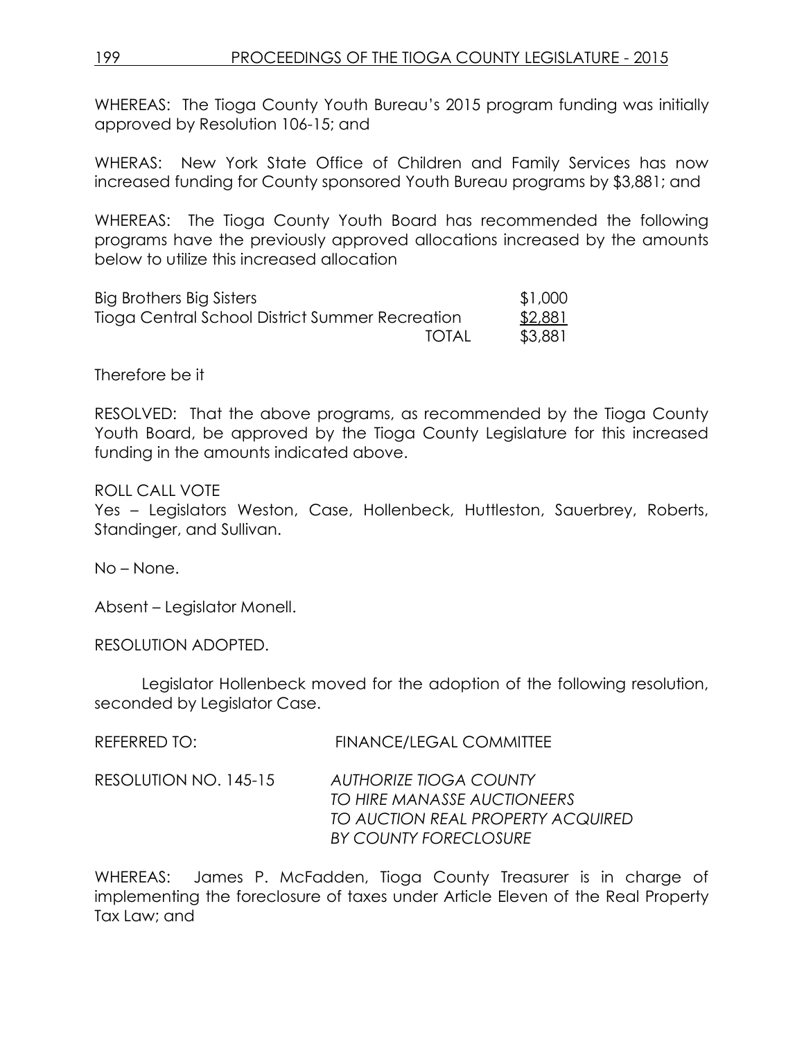WHEREAS: The Tioga County Youth Bureau's 2015 program funding was initially approved by Resolution 106-15; and

WHERAS: New York State Office of Children and Family Services has now increased funding for County sponsored Youth Bureau programs by $3,881; and

WHEREAS: The Tioga County Youth Board has recommended the following programs have the previously approved allocations increased by the amounts below to utilize this increased allocation

| | |
|---|---|
| Big Brothers Big Sisters | $1,000 |
| Tioga Central School District Summer Recreation | $2,881 |
| TOTAL | $3,881 |

Therefore be it

RESOLVED: That the above programs, as recommended by the Tioga County Youth Board, be approved by the Tioga County Legislature for this increased funding in the amounts indicated above.

ROLL CALL VOTE
Yes – Legislators Weston, Case, Hollenbeck, Huttleston, Sauerbrey, Roberts, Standinger, and Sullivan.

No – None.

Absent – Legislator Monell.

RESOLUTION ADOPTED.

Legislator Hollenbeck moved for the adoption of the following resolution, seconded by Legislator Case.

REFERRED TO: FINANCE/LEGAL COMMITTEE

RESOLUTION NO. 145-15 *AUTHORIZE TIOGA COUNTY TO HIRE MANASSE AUCTIONEERS TO AUCTION REAL PROPERTY ACQUIRED BY COUNTY FORECLOSURE*

WHEREAS: James P. McFadden, Tioga County Treasurer is in charge of implementing the foreclosure of taxes under Article Eleven of the Real Property Tax Law; and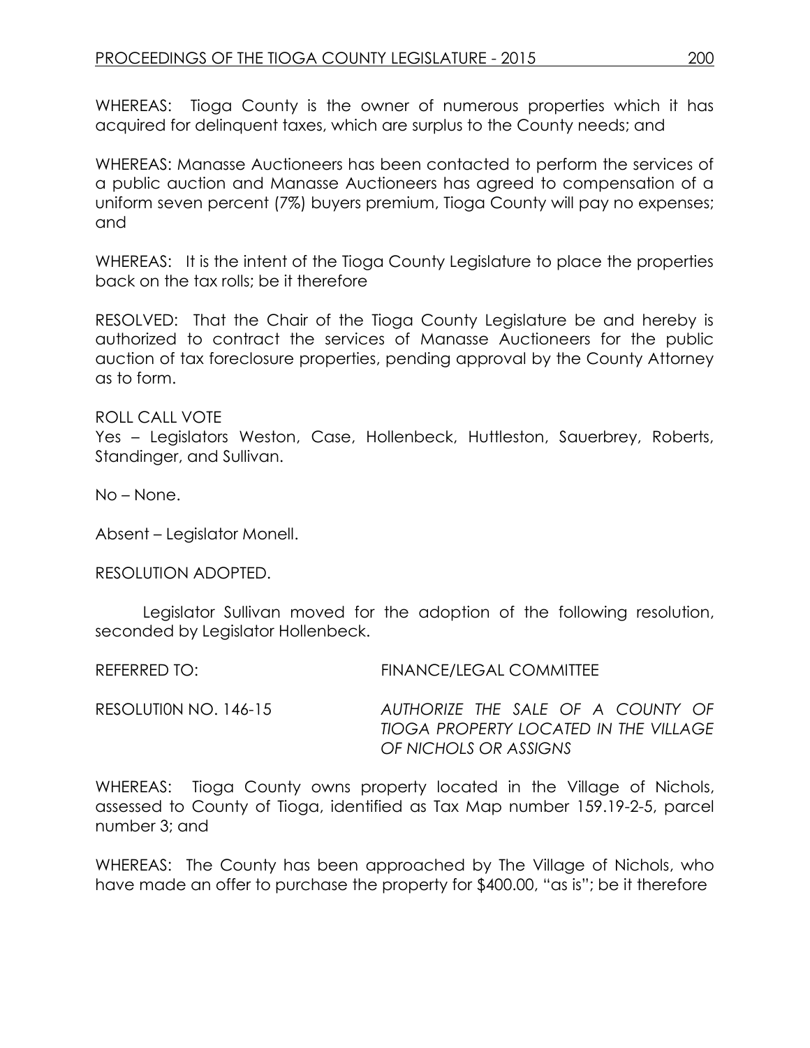WHEREAS: Tioga County is the owner of numerous properties which it has acquired for delinquent taxes, which are surplus to the County needs; and

WHEREAS: Manasse Auctioneers has been contacted to perform the services of a public auction and Manasse Auctioneers has agreed to compensation of a uniform seven percent (7%) buyers premium, Tioga County will pay no expenses; and

WHEREAS: It is the intent of the Tioga County Legislature to place the properties back on the tax rolls; be it therefore

RESOLVED: That the Chair of the Tioga County Legislature be and hereby is authorized to contract the services of Manasse Auctioneers for the public auction of tax foreclosure properties, pending approval by the County Attorney as to form.

ROLL CALL VOTE
Yes – Legislators Weston, Case, Hollenbeck, Huttleston, Sauerbrey, Roberts, Standinger, and Sullivan.

No – None.

Absent – Legislator Monell.

RESOLUTION ADOPTED.

Legislator Sullivan moved for the adoption of the following resolution, seconded by Legislator Hollenbeck.

REFERRED TO: FINANCE/LEGAL COMMITTEE

RESOLUTI0N NO. 146-15 *AUTHORIZE THE SALE OF A COUNTY OF TIOGA PROPERTY LOCATED IN THE VILLAGE OF NICHOLS OR ASSIGNS*

WHEREAS: Tioga County owns property located in the Village of Nichols, assessed to County of Tioga, identified as Tax Map number 159.19-2-5, parcel number 3; and

WHEREAS: The County has been approached by The Village of Nichols, who have made an offer to purchase the property for $400.00, "as is"; be it therefore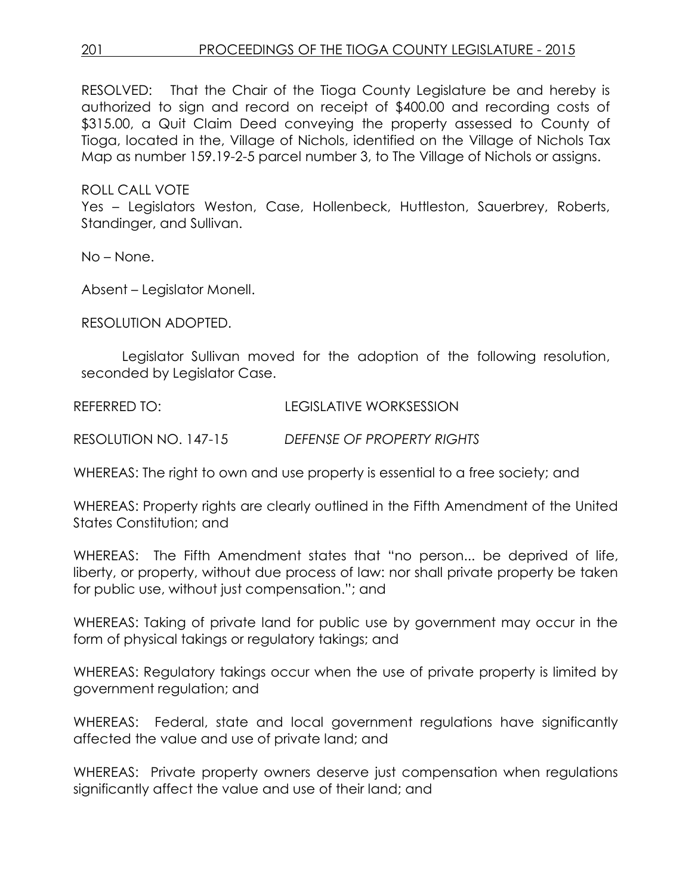RESOLVED: That the Chair of the Tioga County Legislature be and hereby is authorized to sign and record on receipt of $400.00 and recording costs of $315.00, a Quit Claim Deed conveying the property assessed to County of Tioga, located in the, Village of Nichols, identified on the Village of Nichols Tax Map as number 159.19-2-5 parcel number 3, to The Village of Nichols or assigns.

ROLL CALL VOTE
Yes – Legislators Weston, Case, Hollenbeck, Huttleston, Sauerbrey, Roberts, Standinger, and Sullivan.

No – None.

Absent – Legislator Monell.

RESOLUTION ADOPTED.

Legislator Sullivan moved for the adoption of the following resolution, seconded by Legislator Case.

REFERRED TO: LEGISLATIVE WORKSESSION

RESOLUTION NO. 147-15 *DEFENSE OF PROPERTY RIGHTS*

WHEREAS: The right to own and use property is essential to a free society; and

WHEREAS: Property rights are clearly outlined in the Fifth Amendment of the United States Constitution; and

WHEREAS: The Fifth Amendment states that "no person... be deprived of life, liberty, or property, without due process of law: nor shall private property be taken for public use, without just compensation."; and

WHEREAS: Taking of private land for public use by government may occur in the form of physical takings or regulatory takings; and

WHEREAS: Regulatory takings occur when the use of private property is limited by government regulation; and

WHEREAS: Federal, state and local government regulations have significantly affected the value and use of private land; and

WHEREAS: Private property owners deserve just compensation when regulations significantly affect the value and use of their land; and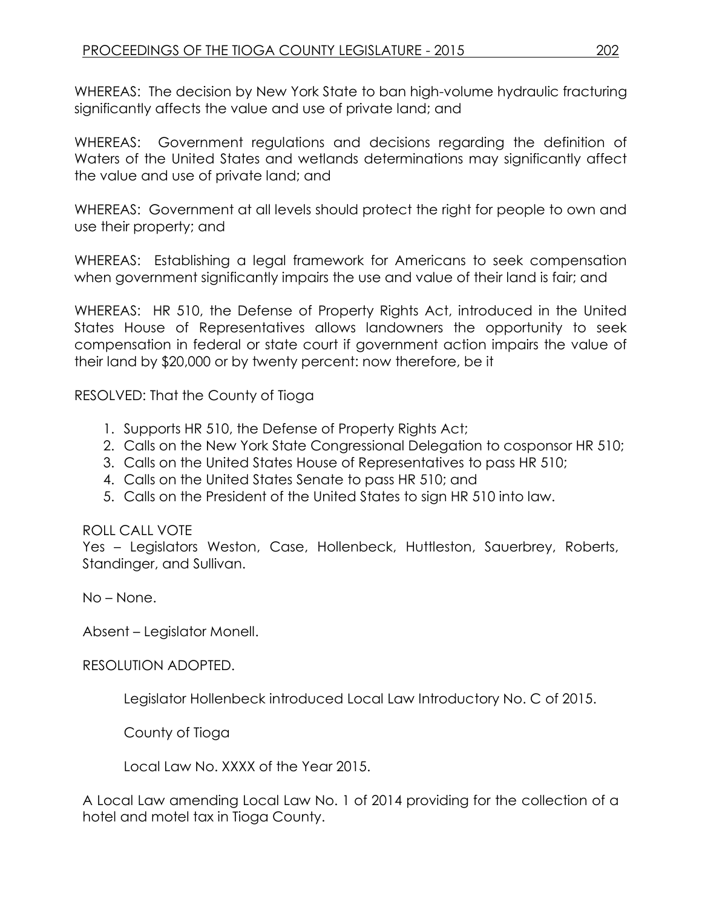WHEREAS: The decision by New York State to ban high-volume hydraulic fracturing significantly affects the value and use of private land; and

WHEREAS: Government regulations and decisions regarding the definition of Waters of the United States and wetlands determinations may significantly affect the value and use of private land; and

WHEREAS: Government at all levels should protect the right for people to own and use their property; and

WHEREAS: Establishing a legal framework for Americans to seek compensation when government significantly impairs the use and value of their land is fair; and

WHEREAS: HR 510, the Defense of Property Rights Act, introduced in the United States House of Representatives allows landowners the opportunity to seek compensation in federal or state court if government action impairs the value of their land by $20,000 or by twenty percent: now therefore, be it

RESOLVED: That the County of Tioga

1. Supports HR 510, the Defense of Property Rights Act;
2. Calls on the New York State Congressional Delegation to cosponsor HR 510;
3. Calls on the United States House of Representatives to pass HR 510;
4. Calls on the United States Senate to pass HR 510; and
5. Calls on the President of the United States to sign HR 510 into law.

ROLL CALL VOTE
Yes – Legislators Weston, Case, Hollenbeck, Huttleston, Sauerbrey, Roberts, Standinger, and Sullivan.

No – None.

Absent – Legislator Monell.

RESOLUTION ADOPTED.

Legislator Hollenbeck introduced Local Law Introductory No. C of 2015.

County of Tioga

Local Law No. XXXX of the Year 2015.

A Local Law amending Local Law No. 1 of 2014 providing for the collection of a hotel and motel tax in Tioga County.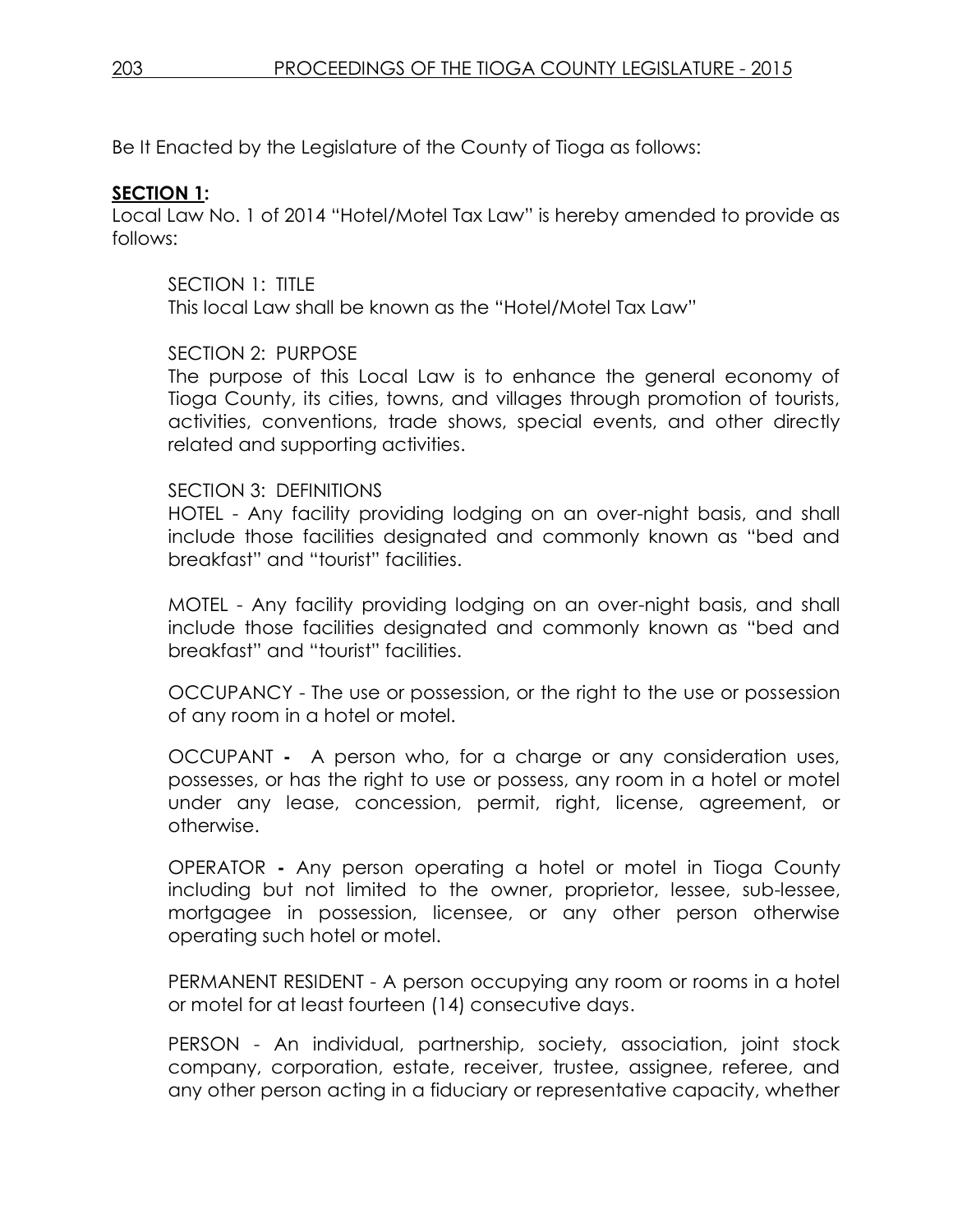Be It Enacted by the Legislature of the County of Tioga as follows:

**SECTION 1:**

Local Law No. 1 of 2014 "Hotel/Motel Tax Law" is hereby amended to provide as follows:

SECTION 1: TITLE
This local Law shall be known as the "Hotel/Motel Tax Law"

SECTION 2: PURPOSE
The purpose of this Local Law is to enhance the general economy of Tioga County, its cities, towns, and villages through promotion of tourists, activities, conventions, trade shows, special events, and other directly related and supporting activities.

SECTION 3: DEFINITIONS
HOTEL - Any facility providing lodging on an over-night basis, and shall include those facilities designated and commonly known as "bed and breakfast" and "tourist" facilities.

MOTEL - Any facility providing lodging on an over-night basis, and shall include those facilities designated and commonly known as "bed and breakfast" and "tourist" facilities.

OCCUPANCY - The use or possession, or the right to the use or possession of any room in a hotel or motel.

OCCUPANT **-** A person who, for a charge or any consideration uses, possesses, or has the right to use or possess, any room in a hotel or motel under any lease, concession, permit, right, license, agreement, or otherwise.

OPERATOR **-** Any person operating a hotel or motel in Tioga County including but not limited to the owner, proprietor, lessee, sub-lessee, mortgagee in possession, licensee, or any other person otherwise operating such hotel or motel.

PERMANENT RESIDENT - A person occupying any room or rooms in a hotel or motel for at least fourteen (14) consecutive days.

PERSON - An individual, partnership, society, association, joint stock company, corporation, estate, receiver, trustee, assignee, referee, and any other person acting in a fiduciary or representative capacity, whether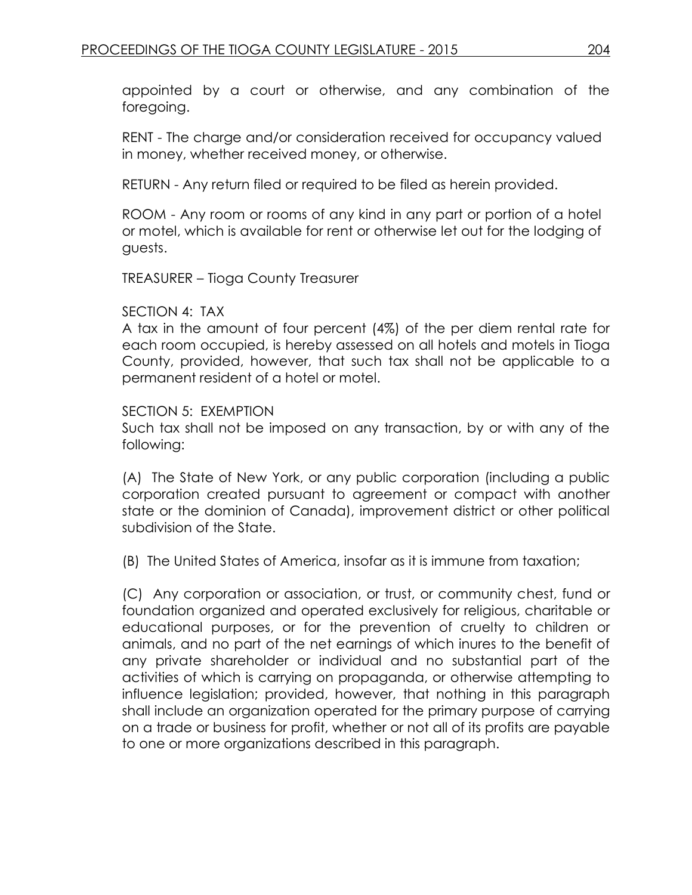appointed by a court or otherwise, and any combination of the foregoing.

RENT - The charge and/or consideration received for occupancy valued in money, whether received money, or otherwise.

RETURN - Any return filed or required to be filed as herein provided.

ROOM - Any room or rooms of any kind in any part or portion of a hotel or motel, which is available for rent or otherwise let out for the lodging of guests.

TREASURER – Tioga County Treasurer

SECTION 4: TAX

A tax in the amount of four percent (4%) of the per diem rental rate for each room occupied, is hereby assessed on all hotels and motels in Tioga County, provided, however, that such tax shall not be applicable to a permanent resident of a hotel or motel.

SECTION 5: EXEMPTION

Such tax shall not be imposed on any transaction, by or with any of the following:

(A) The State of New York, or any public corporation (including a public corporation created pursuant to agreement or compact with another state or the dominion of Canada), improvement district or other political subdivision of the State.

(B) The United States of America, insofar as it is immune from taxation;

(C) Any corporation or association, or trust, or community chest, fund or foundation organized and operated exclusively for religious, charitable or educational purposes, or for the prevention of cruelty to children or animals, and no part of the net earnings of which inures to the benefit of any private shareholder or individual and no substantial part of the activities of which is carrying on propaganda, or otherwise attempting to influence legislation; provided, however, that nothing in this paragraph shall include an organization operated for the primary purpose of carrying on a trade or business for profit, whether or not all of its profits are payable to one or more organizations described in this paragraph.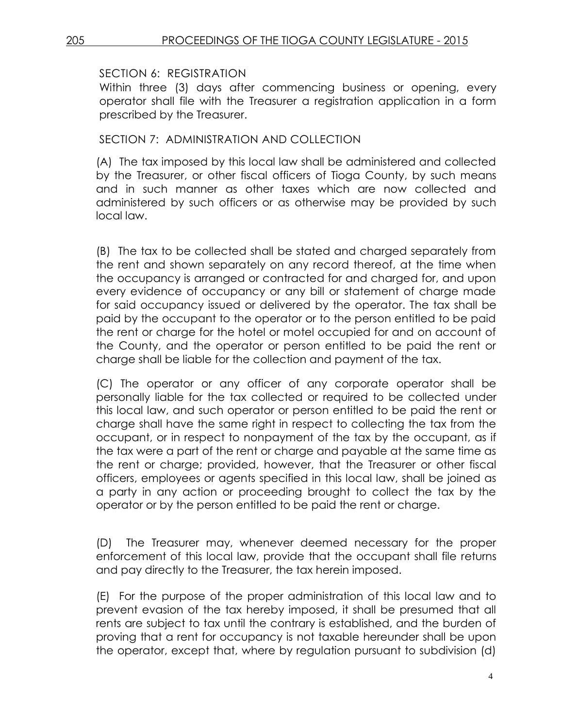SECTION 6: REGISTRATION

Within three (3) days after commencing business or opening, every operator shall file with the Treasurer a registration application in a form prescribed by the Treasurer.

SECTION 7: ADMINISTRATION AND COLLECTION

(A) The tax imposed by this local law shall be administered and collected by the Treasurer, or other fiscal officers of Tioga County, by such means and in such manner as other taxes which are now collected and administered by such officers or as otherwise may be provided by such local law.

(B) The tax to be collected shall be stated and charged separately from the rent and shown separately on any record thereof, at the time when the occupancy is arranged or contracted for and charged for, and upon every evidence of occupancy or any bill or statement of charge made for said occupancy issued or delivered by the operator. The tax shall be paid by the occupant to the operator or to the person entitled to be paid the rent or charge for the hotel or motel occupied for and on account of the County, and the operator or person entitled to be paid the rent or charge shall be liable for the collection and payment of the tax.

(C) The operator or any officer of any corporate operator shall be personally liable for the tax collected or required to be collected under this local law, and such operator or person entitled to be paid the rent or charge shall have the same right in respect to collecting the tax from the occupant, or in respect to nonpayment of the tax by the occupant, as if the tax were a part of the rent or charge and payable at the same time as the rent or charge; provided, however, that the Treasurer or other fiscal officers, employees or agents specified in this local law, shall be joined as a party in any action or proceeding brought to collect the tax by the operator or by the person entitled to be paid the rent or charge.

(D) The Treasurer may, whenever deemed necessary for the proper enforcement of this local law, provide that the occupant shall file returns and pay directly to the Treasurer, the tax herein imposed.

(E) For the purpose of the proper administration of this local law and to prevent evasion of the tax hereby imposed, it shall be presumed that all rents are subject to tax until the contrary is established, and the burden of proving that a rent for occupancy is not taxable hereunder shall be upon the operator, except that, where by regulation pursuant to subdivision (d)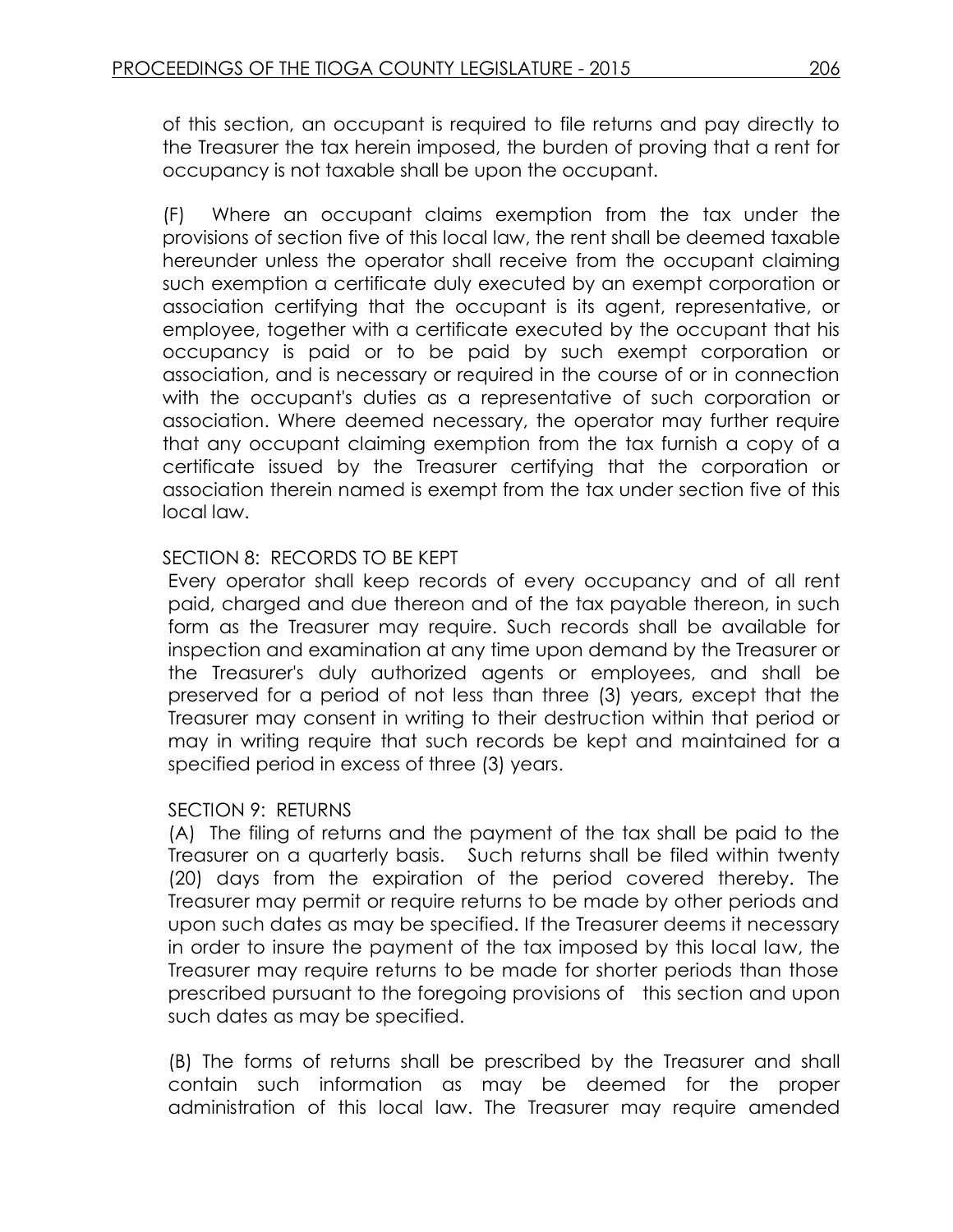of this section, an occupant is required to file returns and pay directly to the Treasurer the tax herein imposed, the burden of proving that a rent for occupancy is not taxable shall be upon the occupant.

(F) Where an occupant claims exemption from the tax under the provisions of section five of this local law, the rent shall be deemed taxable hereunder unless the operator shall receive from the occupant claiming such exemption a certificate duly executed by an exempt corporation or association certifying that the occupant is its agent, representative, or employee, together with a certificate executed by the occupant that his occupancy is paid or to be paid by such exempt corporation or association, and is necessary or required in the course of or in connection with the occupant's duties as a representative of such corporation or association. Where deemed necessary, the operator may further require that any occupant claiming exemption from the tax furnish a copy of a certificate issued by the Treasurer certifying that the corporation or association therein named is exempt from the tax under section five of this local law.

SECTION 8: RECORDS TO BE KEPT

Every operator shall keep records of every occupancy and of all rent paid, charged and due thereon and of the tax payable thereon, in such form as the Treasurer may require. Such records shall be available for inspection and examination at any time upon demand by the Treasurer or the Treasurer's duly authorized agents or employees, and shall be preserved for a period of not less than three (3) years, except that the Treasurer may consent in writing to their destruction within that period or may in writing require that such records be kept and maintained for a specified period in excess of three (3) years.

SECTION 9: RETURNS

(A) The filing of returns and the payment of the tax shall be paid to the Treasurer on a quarterly basis. Such returns shall be filed within twenty (20) days from the expiration of the period covered thereby. The Treasurer may permit or require returns to be made by other periods and upon such dates as may be specified. If the Treasurer deems it necessary in order to insure the payment of the tax imposed by this local law, the Treasurer may require returns to be made for shorter periods than those prescribed pursuant to the foregoing provisions of this section and upon such dates as may be specified.

(B) The forms of returns shall be prescribed by the Treasurer and shall contain such information as may be deemed for the proper administration of this local law. The Treasurer may require amended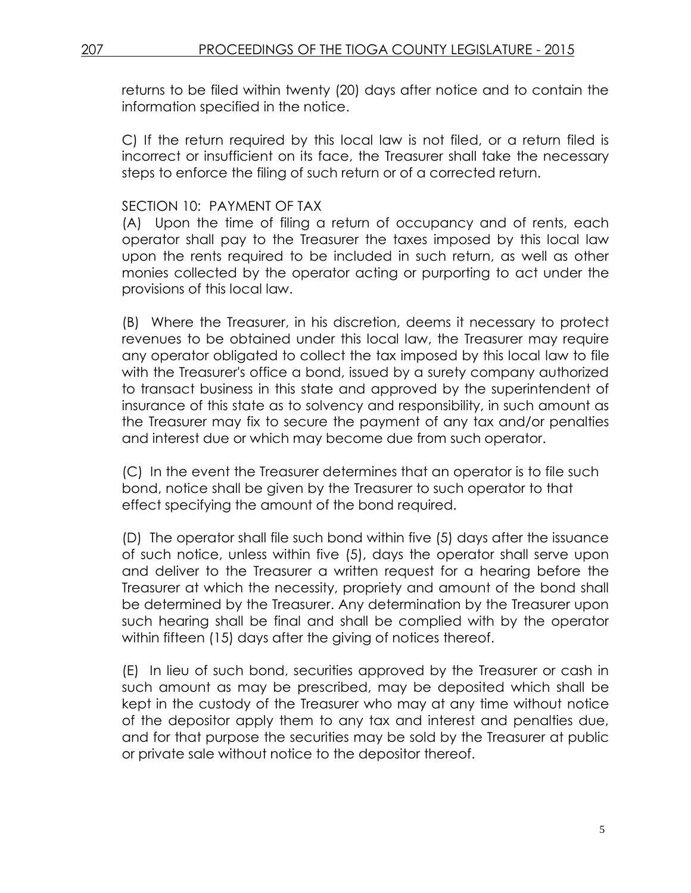returns to be filed within twenty (20) days after notice and to contain the information specified in the notice.

C) If the return required by this local law is not filed, or a return filed is incorrect or insufficient on its face, the Treasurer shall take the necessary steps to enforce the filing of such return or of a corrected return.

SECTION 10: PAYMENT OF TAX

(A) Upon the time of filing a return of occupancy and of rents, each operator shall pay to the Treasurer the taxes imposed by this local law upon the rents required to be included in such return, as well as other monies collected by the operator acting or purporting to act under the provisions of this local law.

(B) Where the Treasurer, in his discretion, deems it necessary to protect revenues to be obtained under this local law, the Treasurer may require any operator obligated to collect the tax imposed by this local law to file with the Treasurer's office a bond, issued by a surety company authorized to transact business in this state and approved by the superintendent of insurance of this state as to solvency and responsibility, in such amount as the Treasurer may fix to secure the payment of any tax and/or penalties and interest due or which may become due from such operator.

(C) In the event the Treasurer determines that an operator is to file such bond, notice shall be given by the Treasurer to such operator to that effect specifying the amount of the bond required.

(D) The operator shall file such bond within five (5) days after the issuance of such notice, unless within five (5), days the operator shall serve upon and deliver to the Treasurer a written request for a hearing before the Treasurer at which the necessity, propriety and amount of the bond shall be determined by the Treasurer. Any determination by the Treasurer upon such hearing shall be final and shall be complied with by the operator within fifteen (15) days after the giving of notices thereof.

(E) In lieu of such bond, securities approved by the Treasurer or cash in such amount as may be prescribed, may be deposited which shall be kept in the custody of the Treasurer who may at any time without notice of the depositor apply them to any tax and interest and penalties due, and for that purpose the securities may be sold by the Treasurer at public or private sale without notice to the depositor thereof.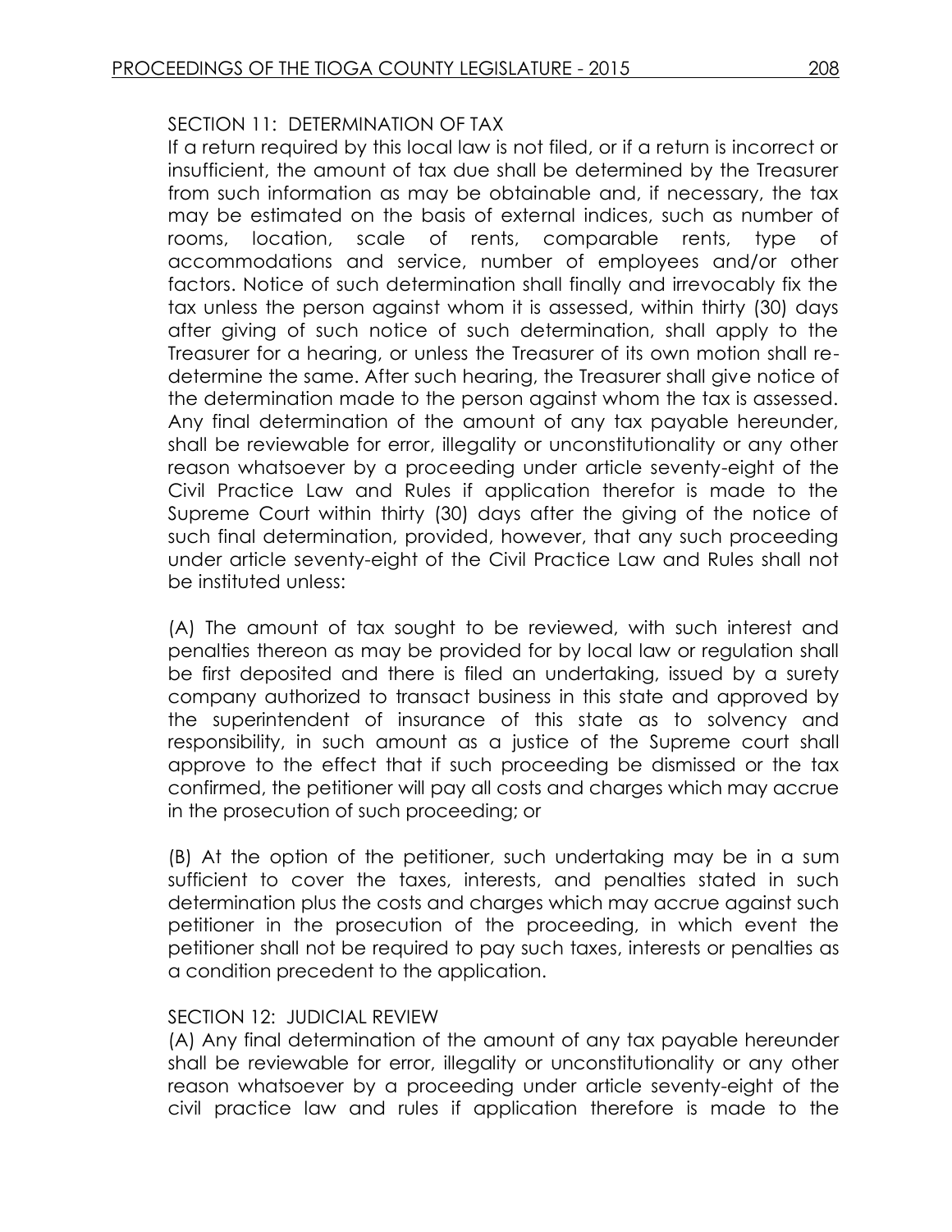SECTION 11: DETERMINATION OF TAX

If a return required by this local law is not filed, or if a return is incorrect or insufficient, the amount of tax due shall be determined by the Treasurer from such information as may be obtainable and, if necessary, the tax may be estimated on the basis of external indices, such as number of rooms, location, scale of rents, comparable rents, type of accommodations and service, number of employees and/or other factors. Notice of such determination shall finally and irrevocably fix the tax unless the person against whom it is assessed, within thirty (30) days after giving of such notice of such determination, shall apply to the Treasurer for a hearing, or unless the Treasurer of its own motion shall re-determine the same. After such hearing, the Treasurer shall give notice of the determination made to the person against whom the tax is assessed. Any final determination of the amount of any tax payable hereunder, shall be reviewable for error, illegality or unconstitutionality or any other reason whatsoever by a proceeding under article seventy-eight of the Civil Practice Law and Rules if application therefor is made to the Supreme Court within thirty (30) days after the giving of the notice of such final determination, provided, however, that any such proceeding under article seventy-eight of the Civil Practice Law and Rules shall not be instituted unless:

(A) The amount of tax sought to be reviewed, with such interest and penalties thereon as may be provided for by local law or regulation shall be first deposited and there is filed an undertaking, issued by a surety company authorized to transact business in this state and approved by the superintendent of insurance of this state as to solvency and responsibility, in such amount as a justice of the Supreme court shall approve to the effect that if such proceeding be dismissed or the tax confirmed, the petitioner will pay all costs and charges which may accrue in the prosecution of such proceeding; or

(B) At the option of the petitioner, such undertaking may be in a sum sufficient to cover the taxes, interests, and penalties stated in such determination plus the costs and charges which may accrue against such petitioner in the prosecution of the proceeding, in which event the petitioner shall not be required to pay such taxes, interests or penalties as a condition precedent to the application.

SECTION 12: JUDICIAL REVIEW

(A) Any final determination of the amount of any tax payable hereunder shall be reviewable for error, illegality or unconstitutionality or any other reason whatsoever by a proceeding under article seventy-eight of the civil practice law and rules if application therefore is made to the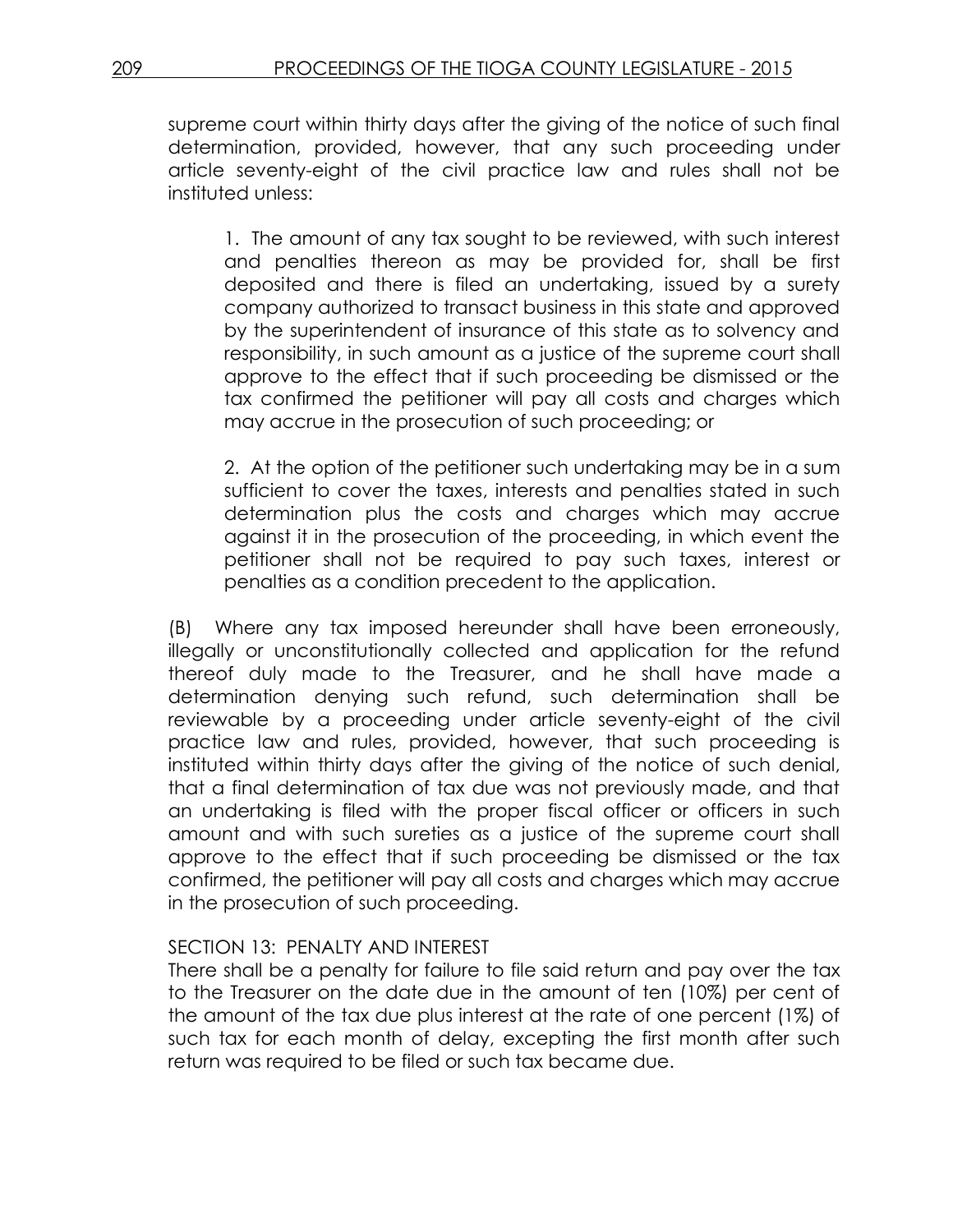supreme court within thirty days after the giving of the notice of such final determination, provided, however, that any such proceeding under article seventy-eight of the civil practice law and rules shall not be instituted unless:

1. The amount of any tax sought to be reviewed, with such interest and penalties thereon as may be provided for, shall be first deposited and there is filed an undertaking, issued by a surety company authorized to transact business in this state and approved by the superintendent of insurance of this state as to solvency and responsibility, in such amount as a justice of the supreme court shall approve to the effect that if such proceeding be dismissed or the tax confirmed the petitioner will pay all costs and charges which may accrue in the prosecution of such proceeding; or

2. At the option of the petitioner such undertaking may be in a sum sufficient to cover the taxes, interests and penalties stated in such determination plus the costs and charges which may accrue against it in the prosecution of the proceeding, in which event the petitioner shall not be required to pay such taxes, interest or penalties as a condition precedent to the application.

(B) Where any tax imposed hereunder shall have been erroneously, illegally or unconstitutionally collected and application for the refund thereof duly made to the Treasurer, and he shall have made a determination denying such refund, such determination shall be reviewable by a proceeding under article seventy-eight of the civil practice law and rules, provided, however, that such proceeding is instituted within thirty days after the giving of the notice of such denial, that a final determination of tax due was not previously made, and that an undertaking is filed with the proper fiscal officer or officers in such amount and with such sureties as a justice of the supreme court shall approve to the effect that if such proceeding be dismissed or the tax confirmed, the petitioner will pay all costs and charges which may accrue in the prosecution of such proceeding.

SECTION 13: PENALTY AND INTEREST

There shall be a penalty for failure to file said return and pay over the tax to the Treasurer on the date due in the amount of ten (10%) per cent of the amount of the tax due plus interest at the rate of one percent (1%) of such tax for each month of delay, excepting the first month after such return was required to be filed or such tax became due.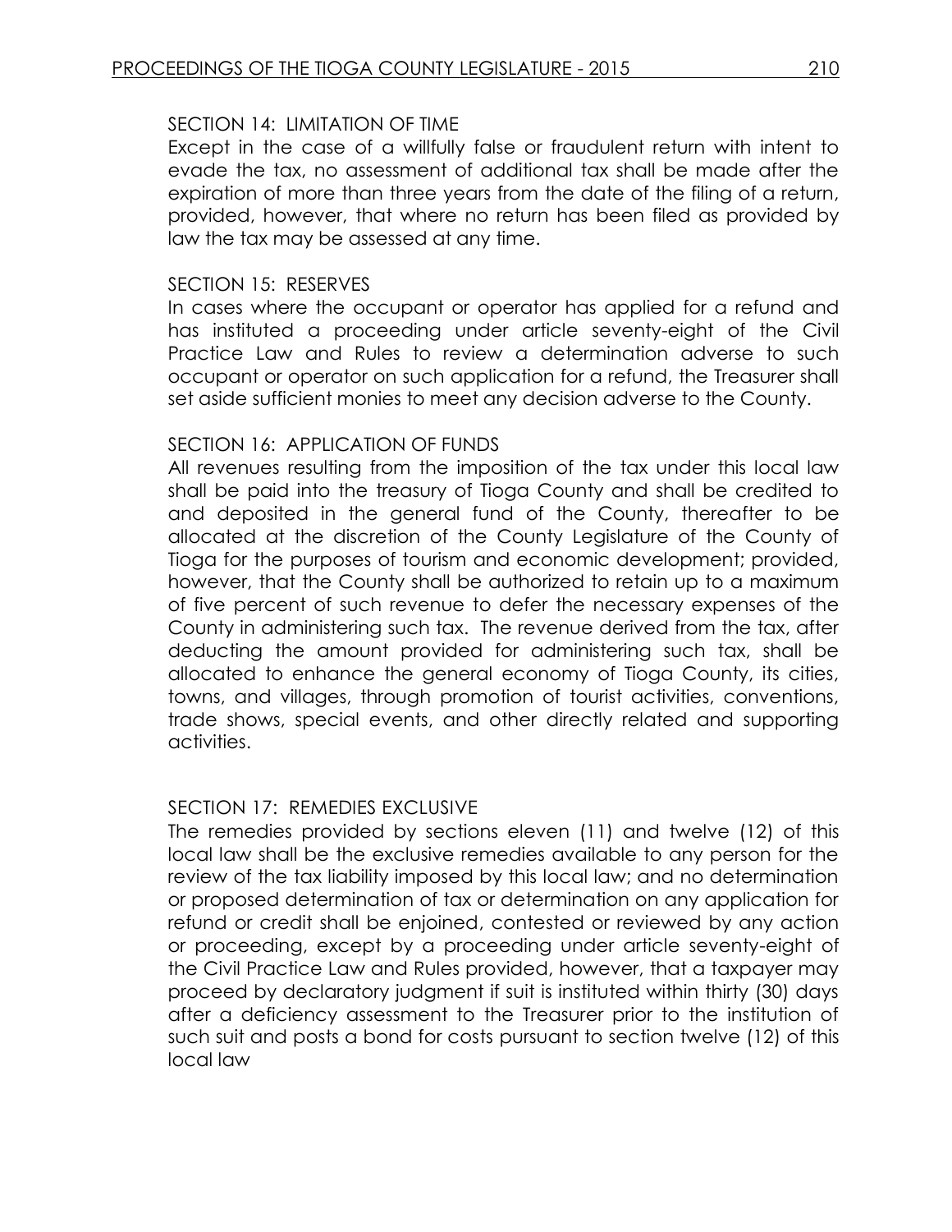SECTION 14: LIMITATION OF TIME

Except in the case of a willfully false or fraudulent return with intent to evade the tax, no assessment of additional tax shall be made after the expiration of more than three years from the date of the filing of a return, provided, however, that where no return has been filed as provided by law the tax may be assessed at any time.

SECTION 15: RESERVES

In cases where the occupant or operator has applied for a refund and has instituted a proceeding under article seventy-eight of the Civil Practice Law and Rules to review a determination adverse to such occupant or operator on such application for a refund, the Treasurer shall set aside sufficient monies to meet any decision adverse to the County.

SECTION 16: APPLICATION OF FUNDS

All revenues resulting from the imposition of the tax under this local law shall be paid into the treasury of Tioga County and shall be credited to and deposited in the general fund of the County, thereafter to be allocated at the discretion of the County Legislature of the County of Tioga for the purposes of tourism and economic development; provided, however, that the County shall be authorized to retain up to a maximum of five percent of such revenue to defer the necessary expenses of the County in administering such tax. The revenue derived from the tax, after deducting the amount provided for administering such tax, shall be allocated to enhance the general economy of Tioga County, its cities, towns, and villages, through promotion of tourist activities, conventions, trade shows, special events, and other directly related and supporting activities.

SECTION 17: REMEDIES EXCLUSIVE

The remedies provided by sections eleven (11) and twelve (12) of this local law shall be the exclusive remedies available to any person for the review of the tax liability imposed by this local law; and no determination or proposed determination of tax or determination on any application for refund or credit shall be enjoined, contested or reviewed by any action or proceeding, except by a proceeding under article seventy-eight of the Civil Practice Law and Rules provided, however, that a taxpayer may proceed by declaratory judgment if suit is instituted within thirty (30) days after a deficiency assessment to the Treasurer prior to the institution of such suit and posts a bond for costs pursuant to section twelve (12) of this local law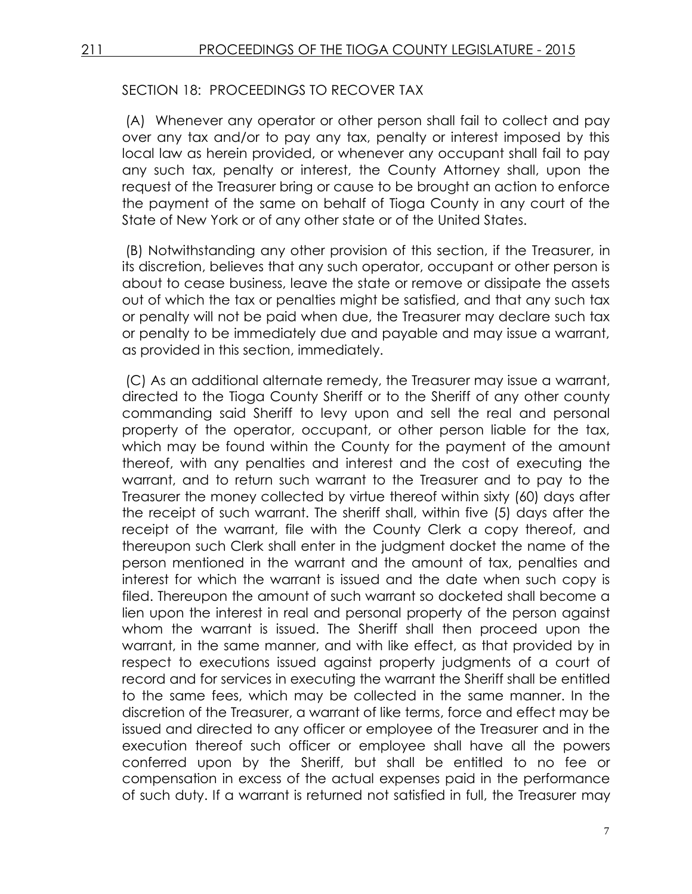SECTION 18: PROCEEDINGS TO RECOVER TAX

(A) Whenever any operator or other person shall fail to collect and pay over any tax and/or to pay any tax, penalty or interest imposed by this local law as herein provided, or whenever any occupant shall fail to pay any such tax, penalty or interest, the County Attorney shall, upon the request of the Treasurer bring or cause to be brought an action to enforce the payment of the same on behalf of Tioga County in any court of the State of New York or of any other state or of the United States.

(B) Notwithstanding any other provision of this section, if the Treasurer, in its discretion, believes that any such operator, occupant or other person is about to cease business, leave the state or remove or dissipate the assets out of which the tax or penalties might be satisfied, and that any such tax or penalty will not be paid when due, the Treasurer may declare such tax or penalty to be immediately due and payable and may issue a warrant, as provided in this section, immediately.

(C) As an additional alternate remedy, the Treasurer may issue a warrant, directed to the Tioga County Sheriff or to the Sheriff of any other county commanding said Sheriff to levy upon and sell the real and personal property of the operator, occupant, or other person liable for the tax, which may be found within the County for the payment of the amount thereof, with any penalties and interest and the cost of executing the warrant, and to return such warrant to the Treasurer and to pay to the Treasurer the money collected by virtue thereof within sixty (60) days after the receipt of such warrant. The sheriff shall, within five (5) days after the receipt of the warrant, file with the County Clerk a copy thereof, and thereupon such Clerk shall enter in the judgment docket the name of the person mentioned in the warrant and the amount of tax, penalties and interest for which the warrant is issued and the date when such copy is filed. Thereupon the amount of such warrant so docketed shall become a lien upon the interest in real and personal property of the person against whom the warrant is issued. The Sheriff shall then proceed upon the warrant, in the same manner, and with like effect, as that provided by in respect to executions issued against property judgments of a court of record and for services in executing the warrant the Sheriff shall be entitled to the same fees, which may be collected in the same manner. In the discretion of the Treasurer, a warrant of like terms, force and effect may be issued and directed to any officer or employee of the Treasurer and in the execution thereof such officer or employee shall have all the powers conferred upon by the Sheriff, but shall be entitled to no fee or compensation in excess of the actual expenses paid in the performance of such duty. If a warrant is returned not satisfied in full, the Treasurer may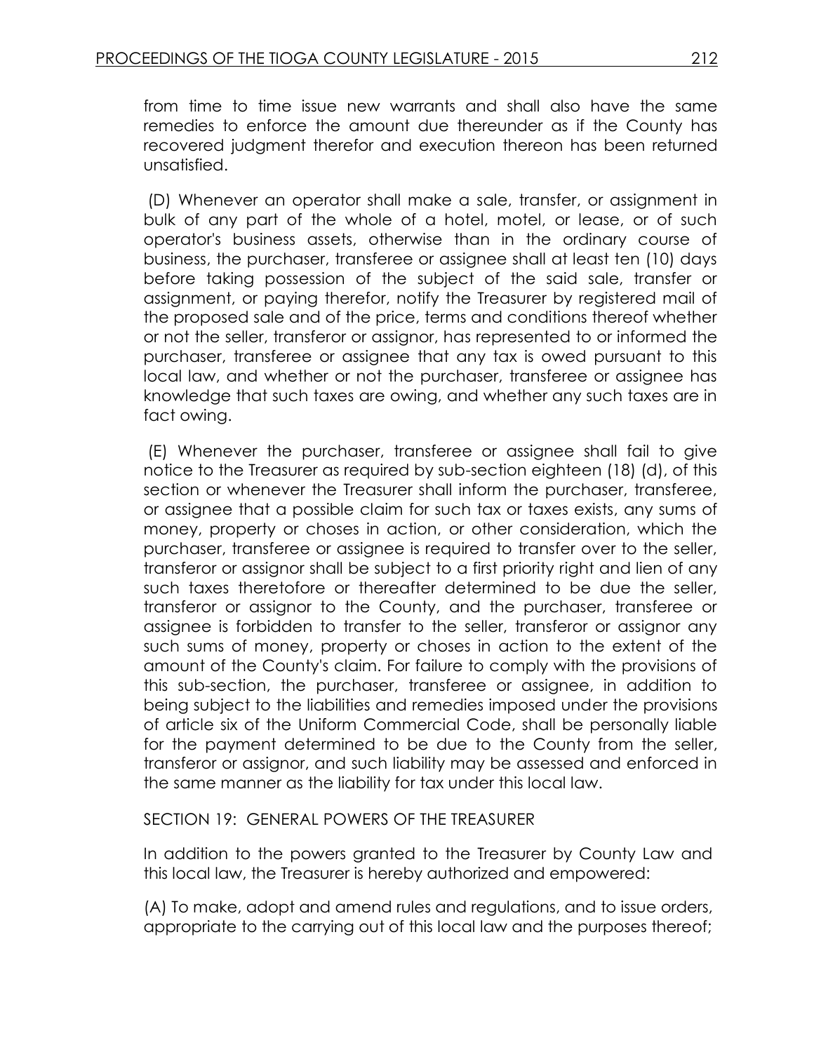from time to time issue new warrants and shall also have the same remedies to enforce the amount due thereunder as if the County has recovered judgment therefor and execution thereon has been returned unsatisfied.

(D) Whenever an operator shall make a sale, transfer, or assignment in bulk of any part of the whole of a hotel, motel, or lease, or of such operator's business assets, otherwise than in the ordinary course of business, the purchaser, transferee or assignee shall at least ten (10) days before taking possession of the subject of the said sale, transfer or assignment, or paying therefor, notify the Treasurer by registered mail of the proposed sale and of the price, terms and conditions thereof whether or not the seller, transferor or assignor, has represented to or informed the purchaser, transferee or assignee that any tax is owed pursuant to this local law, and whether or not the purchaser, transferee or assignee has knowledge that such taxes are owing, and whether any such taxes are in fact owing.

(E) Whenever the purchaser, transferee or assignee shall fail to give notice to the Treasurer as required by sub-section eighteen (18) (d), of this section or whenever the Treasurer shall inform the purchaser, transferee, or assignee that a possible claim for such tax or taxes exists, any sums of money, property or choses in action, or other consideration, which the purchaser, transferee or assignee is required to transfer over to the seller, transferor or assignor shall be subject to a first priority right and lien of any such taxes theretofore or thereafter determined to be due the seller, transferor or assignor to the County, and the purchaser, transferee or assignee is forbidden to transfer to the seller, transferor or assignor any such sums of money, property or choses in action to the extent of the amount of the County's claim. For failure to comply with the provisions of this sub-section, the purchaser, transferee or assignee, in addition to being subject to the liabilities and remedies imposed under the provisions of article six of the Uniform Commercial Code, shall be personally liable for the payment determined to be due to the County from the seller, transferor or assignor, and such liability may be assessed and enforced in the same manner as the liability for tax under this local law.

SECTION 19: GENERAL POWERS OF THE TREASURER

In addition to the powers granted to the Treasurer by County Law and this local law, the Treasurer is hereby authorized and empowered:

(A) To make, adopt and amend rules and regulations, and to issue orders, appropriate to the carrying out of this local law and the purposes thereof;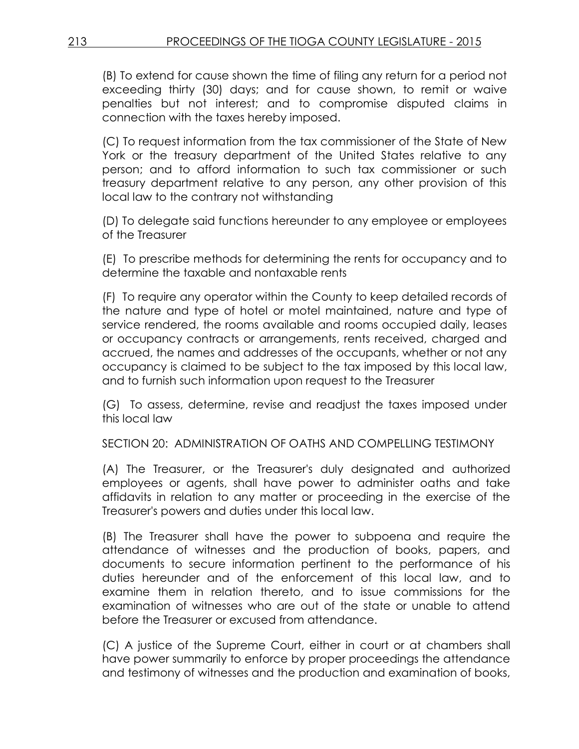(B) To extend for cause shown the time of filing any return for a period not exceeding thirty (30) days; and for cause shown, to remit or waive penalties but not interest; and to compromise disputed claims in connection with the taxes hereby imposed.

(C) To request information from the tax commissioner of the State of New York or the treasury department of the United States relative to any person; and to afford information to such tax commissioner or such treasury department relative to any person, any other provision of this local law to the contrary not withstanding

(D) To delegate said functions hereunder to any employee or employees of the Treasurer

(E) To prescribe methods for determining the rents for occupancy and to determine the taxable and nontaxable rents

(F) To require any operator within the County to keep detailed records of the nature and type of hotel or motel maintained, nature and type of service rendered, the rooms available and rooms occupied daily, leases or occupancy contracts or arrangements, rents received, charged and accrued, the names and addresses of the occupants, whether or not any occupancy is claimed to be subject to the tax imposed by this local law, and to furnish such information upon request to the Treasurer

(G) To assess, determine, revise and readjust the taxes imposed under this local law

SECTION 20: ADMINISTRATION OF OATHS AND COMPELLING TESTIMONY

(A) The Treasurer, or the Treasurer's duly designated and authorized employees or agents, shall have power to administer oaths and take affidavits in relation to any matter or proceeding in the exercise of the Treasurer's powers and duties under this local law.

(B) The Treasurer shall have the power to subpoena and require the attendance of witnesses and the production of books, papers, and documents to secure information pertinent to the performance of his duties hereunder and of the enforcement of this local law, and to examine them in relation thereto, and to issue commissions for the examination of witnesses who are out of the state or unable to attend before the Treasurer or excused from attendance.

(C) A justice of the Supreme Court, either in court or at chambers shall have power summarily to enforce by proper proceedings the attendance and testimony of witnesses and the production and examination of books,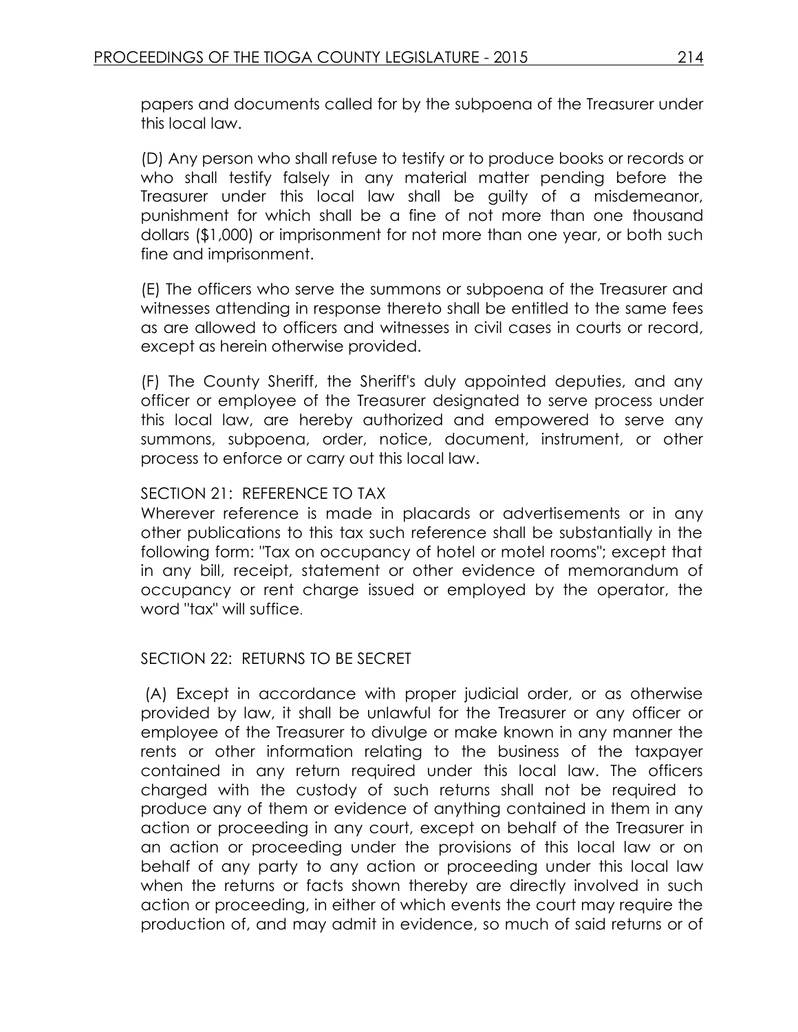papers and documents called for by the subpoena of the Treasurer under this local law.

(D) Any person who shall refuse to testify or to produce books or records or who shall testify falsely in any material matter pending before the Treasurer under this local law shall be guilty of a misdemeanor, punishment for which shall be a fine of not more than one thousand dollars ($1,000) or imprisonment for not more than one year, or both such fine and imprisonment.

(E) The officers who serve the summons or subpoena of the Treasurer and witnesses attending in response thereto shall be entitled to the same fees as are allowed to officers and witnesses in civil cases in courts or record, except as herein otherwise provided.

(F) The County Sheriff, the Sheriff's duly appointed deputies, and any officer or employee of the Treasurer designated to serve process under this local law, are hereby authorized and empowered to serve any summons, subpoena, order, notice, document, instrument, or other process to enforce or carry out this local law.

SECTION 21: REFERENCE TO TAX

Wherever reference is made in placards or advertisements or in any other publications to this tax such reference shall be substantially in the following form: "Tax on occupancy of hotel or motel rooms"; except that in any bill, receipt, statement or other evidence of memorandum of occupancy or rent charge issued or employed by the operator, the word "tax" will suffice.

SECTION 22: RETURNS TO BE SECRET

(A) Except in accordance with proper judicial order, or as otherwise provided by law, it shall be unlawful for the Treasurer or any officer or employee of the Treasurer to divulge or make known in any manner the rents or other information relating to the business of the taxpayer contained in any return required under this local law. The officers charged with the custody of such returns shall not be required to produce any of them or evidence of anything contained in them in any action or proceeding in any court, except on behalf of the Treasurer in an action or proceeding under the provisions of this local law or on behalf of any party to any action or proceeding under this local law when the returns or facts shown thereby are directly involved in such action or proceeding, in either of which events the court may require the production of, and may admit in evidence, so much of said returns or of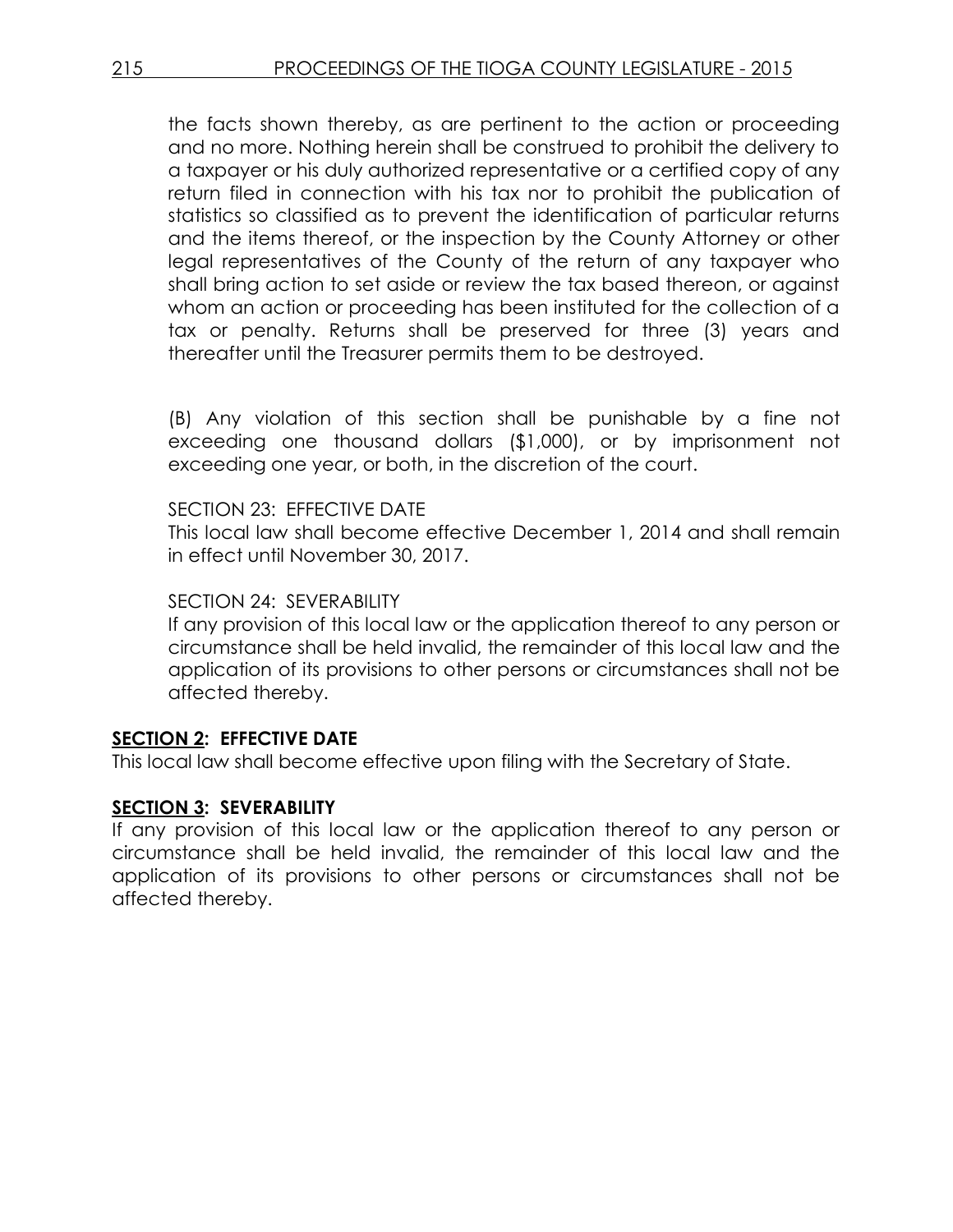the facts shown thereby, as are pertinent to the action or proceeding and no more. Nothing herein shall be construed to prohibit the delivery to a taxpayer or his duly authorized representative or a certified copy of any return filed in connection with his tax nor to prohibit the publication of statistics so classified as to prevent the identification of particular returns and the items thereof, or the inspection by the County Attorney or other legal representatives of the County of the return of any taxpayer who shall bring action to set aside or review the tax based thereon, or against whom an action or proceeding has been instituted for the collection of a tax or penalty. Returns shall be preserved for three (3) years and thereafter until the Treasurer permits them to be destroyed.

(B) Any violation of this section shall be punishable by a fine not exceeding one thousand dollars ($1,000), or by imprisonment not exceeding one year, or both, in the discretion of the court.

SECTION 23: EFFECTIVE DATE
This local law shall become effective December 1, 2014 and shall remain in effect until November 30, 2017.

SECTION 24: SEVERABILITY
If any provision of this local law or the application thereof to any person or circumstance shall be held invalid, the remainder of this local law and the application of its provisions to other persons or circumstances shall not be affected thereby.

**SECTION 2: EFFECTIVE DATE**

This local law shall become effective upon filing with the Secretary of State.

**SECTION 3: SEVERABILITY**

If any provision of this local law or the application thereof to any person or circumstance shall be held invalid, the remainder of this local law and the application of its provisions to other persons or circumstances shall not be affected thereby.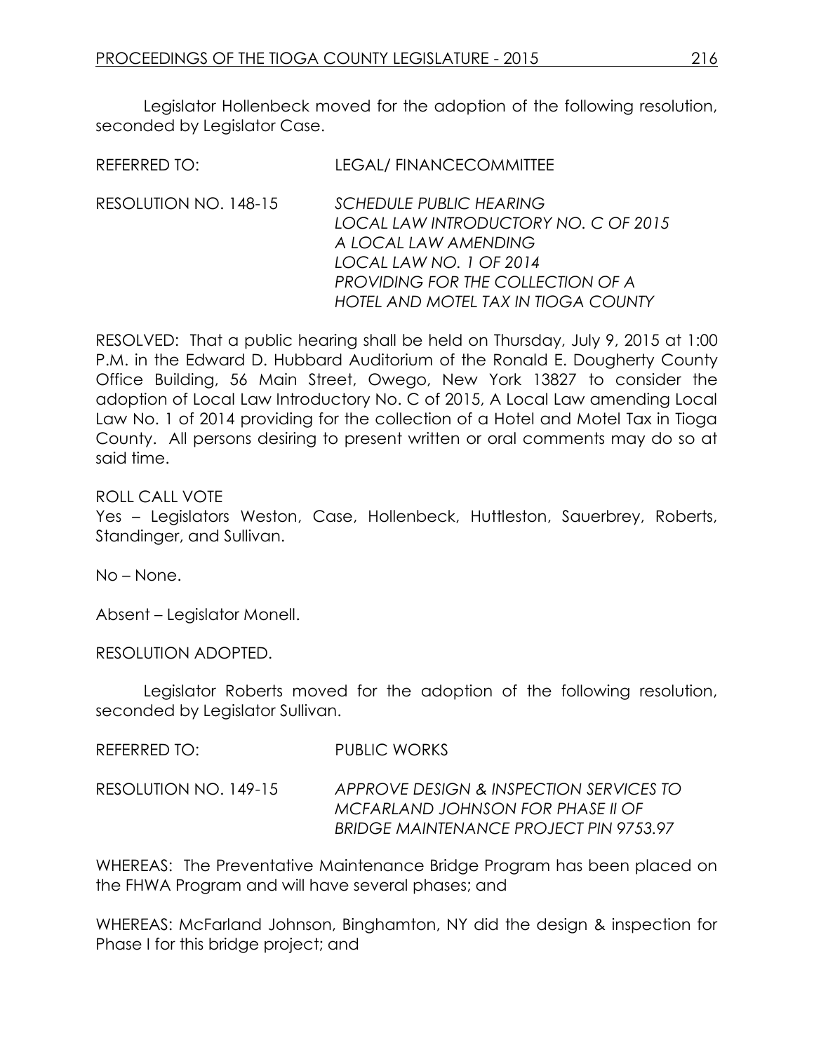Legislator Hollenbeck moved for the adoption of the following resolution, seconded by Legislator Case.

REFERRED TO: LEGAL/ FINANCECOMMITTEE

RESOLUTION NO. 148-15 *SCHEDULE PUBLIC HEARING LOCAL LAW INTRODUCTORY NO. C OF 2015 A LOCAL LAW AMENDING LOCAL LAW NO. 1 OF 2014 PROVIDING FOR THE COLLECTION OF A HOTEL AND MOTEL TAX IN TIOGA COUNTY*

RESOLVED: That a public hearing shall be held on Thursday, July 9, 2015 at 1:00 P.M. in the Edward D. Hubbard Auditorium of the Ronald E. Dougherty County Office Building, 56 Main Street, Owego, New York 13827 to consider the adoption of Local Law Introductory No. C of 2015, A Local Law amending Local Law No. 1 of 2014 providing for the collection of a Hotel and Motel Tax in Tioga County. All persons desiring to present written or oral comments may do so at said time.

ROLL CALL VOTE
Yes – Legislators Weston, Case, Hollenbeck, Huttleston, Sauerbrey, Roberts, Standinger, and Sullivan.

No – None.

Absent – Legislator Monell.

RESOLUTION ADOPTED.

Legislator Roberts moved for the adoption of the following resolution, seconded by Legislator Sullivan.

REFERRED TO: PUBLIC WORKS

RESOLUTION NO. 149-15 *APPROVE DESIGN & INSPECTION SERVICES TO MCFARLAND JOHNSON FOR PHASE II OF BRIDGE MAINTENANCE PROJECT PIN 9753.97*

WHEREAS: The Preventative Maintenance Bridge Program has been placed on the FHWA Program and will have several phases; and

WHEREAS: McFarland Johnson, Binghamton, NY did the design & inspection for Phase I for this bridge project; and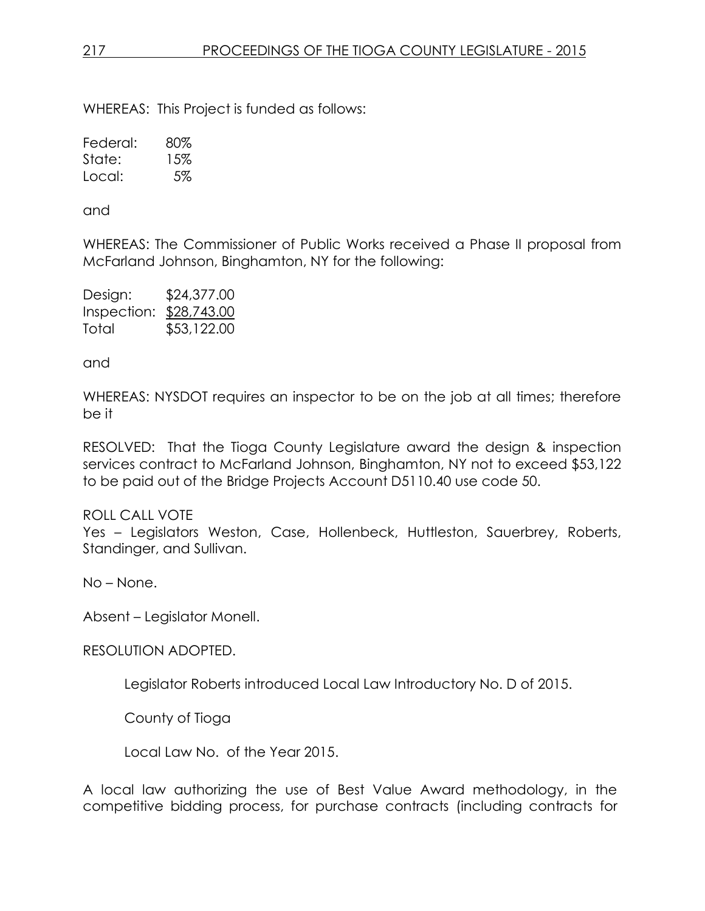WHEREAS: This Project is funded as follows:

| | |
|---|---|
| Federal: | 80% |
| State: | 15% |
| Local: | 5% |

and

WHEREAS: The Commissioner of Public Works received a Phase II proposal from McFarland Johnson, Binghamton, NY for the following:

| | |
|---|---|
| Design: | $24,377.00 |
| Inspection: | $28,743.00 |
| Total | $53,122.00 |

and

WHEREAS: NYSDOT requires an inspector to be on the job at all times; therefore be it

RESOLVED: That the Tioga County Legislature award the design & inspection services contract to McFarland Johnson, Binghamton, NY not to exceed $53,122 to be paid out of the Bridge Projects Account D5110.40 use code 50.

ROLL CALL VOTE
Yes – Legislators Weston, Case, Hollenbeck, Huttleston, Sauerbrey, Roberts, Standinger, and Sullivan.

No – None.

Absent – Legislator Monell.

RESOLUTION ADOPTED.

Legislator Roberts introduced Local Law Introductory No. D of 2015.

County of Tioga

Local Law No. of the Year 2015.

A local law authorizing the use of Best Value Award methodology, in the competitive bidding process, for purchase contracts (including contracts for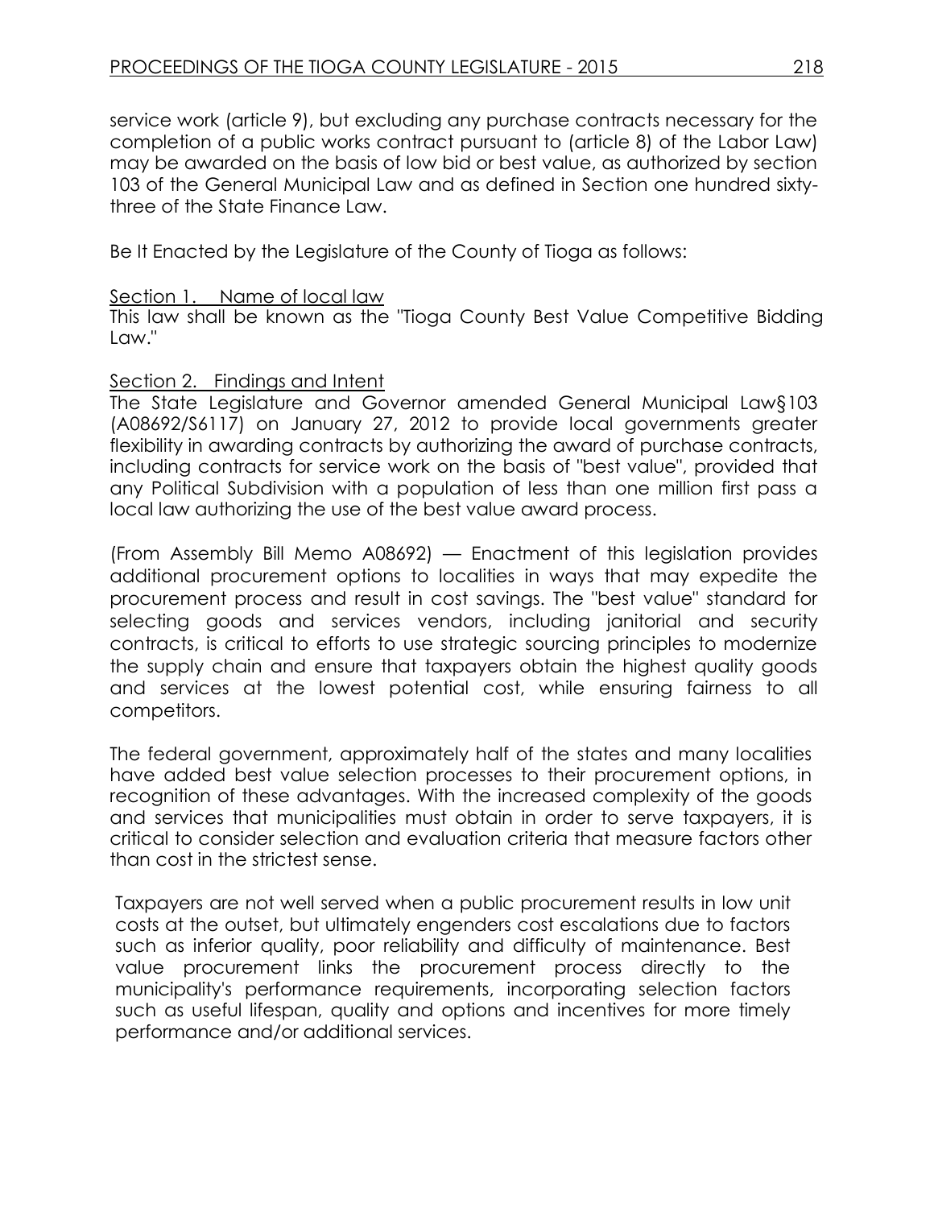service work (article 9), but excluding any purchase contracts necessary for the completion of a public works contract pursuant to (article 8) of the Labor Law) may be awarded on the basis of low bid or best value, as authorized by section 103 of the General Municipal Law and as defined in Section one hundred sixty-three of the State Finance Law.

Be It Enacted by the Legislature of the County of Tioga as follows:

Section 1. Name of local law

This law shall be known as the "Tioga County Best Value Competitive Bidding Law."

Section 2. Findings and Intent

The State Legislature and Governor amended General Municipal Law§103 (A08692/S6117) on January 27, 2012 to provide local governments greater flexibility in awarding contracts by authorizing the award of purchase contracts, including contracts for service work on the basis of "best value", provided that any Political Subdivision with a population of less than one million first pass a local law authorizing the use of the best value award process.

(From Assembly Bill Memo A08692) — Enactment of this legislation provides additional procurement options to localities in ways that may expedite the procurement process and result in cost savings. The "best value" standard for selecting goods and services vendors, including janitorial and security contracts, is critical to efforts to use strategic sourcing principles to modernize the supply chain and ensure that taxpayers obtain the highest quality goods and services at the lowest potential cost, while ensuring fairness to all competitors.

The federal government, approximately half of the states and many localities have added best value selection processes to their procurement options, in recognition of these advantages. With the increased complexity of the goods and services that municipalities must obtain in order to serve taxpayers, it is critical to consider selection and evaluation criteria that measure factors other than cost in the strictest sense.

Taxpayers are not well served when a public procurement results in low unit costs at the outset, but ultimately engenders cost escalations due to factors such as inferior quality, poor reliability and difficulty of maintenance. Best value procurement links the procurement process directly to the municipality's performance requirements, incorporating selection factors such as useful lifespan, quality and options and incentives for more timely performance and/or additional services.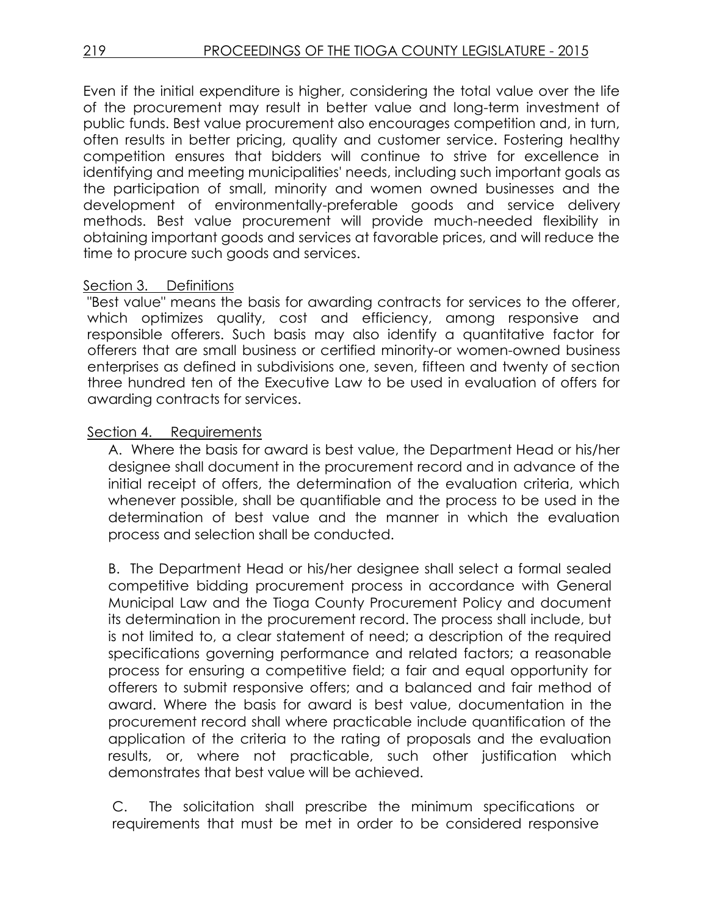Even if the initial expenditure is higher, considering the total value over the life of the procurement may result in better value and long-term investment of public funds. Best value procurement also encourages competition and, in turn, often results in better pricing, quality and customer service. Fostering healthy competition ensures that bidders will continue to strive for excellence in identifying and meeting municipalities' needs, including such important goals as the participation of small, minority and women owned businesses and the development of environmentally-preferable goods and service delivery methods. Best value procurement will provide much-needed flexibility in obtaining important goods and services at favorable prices, and will reduce the time to procure such goods and services.

Section 3. Definitions

"Best value" means the basis for awarding contracts for services to the offerer, which optimizes quality, cost and efficiency, among responsive and responsible offerers. Such basis may also identify a quantitative factor for offerers that are small business or certified minority-or women-owned business enterprises as defined in subdivisions one, seven, fifteen and twenty of section three hundred ten of the Executive Law to be used in evaluation of offers for awarding contracts for services.

Section 4. Requirements

A. Where the basis for award is best value, the Department Head or his/her designee shall document in the procurement record and in advance of the initial receipt of offers, the determination of the evaluation criteria, which whenever possible, shall be quantifiable and the process to be used in the determination of best value and the manner in which the evaluation process and selection shall be conducted.

B. The Department Head or his/her designee shall select a formal sealed competitive bidding procurement process in accordance with General Municipal Law and the Tioga County Procurement Policy and document its determination in the procurement record. The process shall include, but is not limited to, a clear statement of need; a description of the required specifications governing performance and related factors; a reasonable process for ensuring a competitive field; a fair and equal opportunity for offerers to submit responsive offers; and a balanced and fair method of award. Where the basis for award is best value, documentation in the procurement record shall where practicable include quantification of the application of the criteria to the rating of proposals and the evaluation results, or, where not practicable, such other justification which demonstrates that best value will be achieved.

C. The solicitation shall prescribe the minimum specifications or requirements that must be met in order to be considered responsive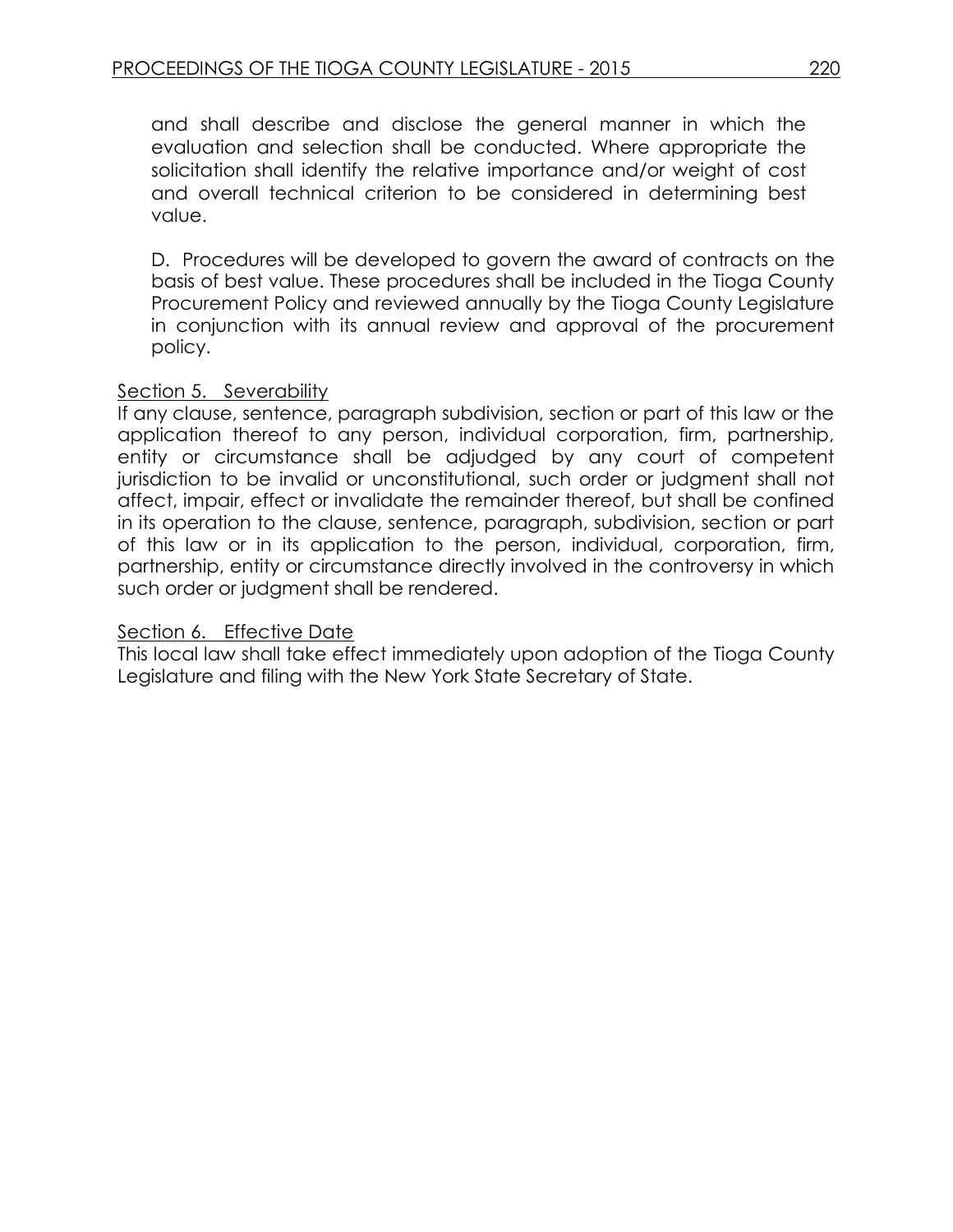and shall describe and disclose the general manner in which the evaluation and selection shall be conducted. Where appropriate the solicitation shall identify the relative importance and/or weight of cost and overall technical criterion to be considered in determining best value.

D. Procedures will be developed to govern the award of contracts on the basis of best value. These procedures shall be included in the Tioga County Procurement Policy and reviewed annually by the Tioga County Legislature in conjunction with its annual review and approval of the procurement policy.

<u>Section 5. Severability</u>

If any clause, sentence, paragraph subdivision, section or part of this law or the application thereof to any person, individual corporation, firm, partnership, entity or circumstance shall be adjudged by any court of competent jurisdiction to be invalid or unconstitutional, such order or judgment shall not affect, impair, effect or invalidate the remainder thereof, but shall be confined in its operation to the clause, sentence, paragraph, subdivision, section or part of this law or in its application to the person, individual, corporation, firm, partnership, entity or circumstance directly involved in the controversy in which such order or judgment shall be rendered.

<u>Section 6. Effective Date</u>

This local law shall take effect immediately upon adoption of the Tioga County Legislature and filing with the New York State Secretary of State.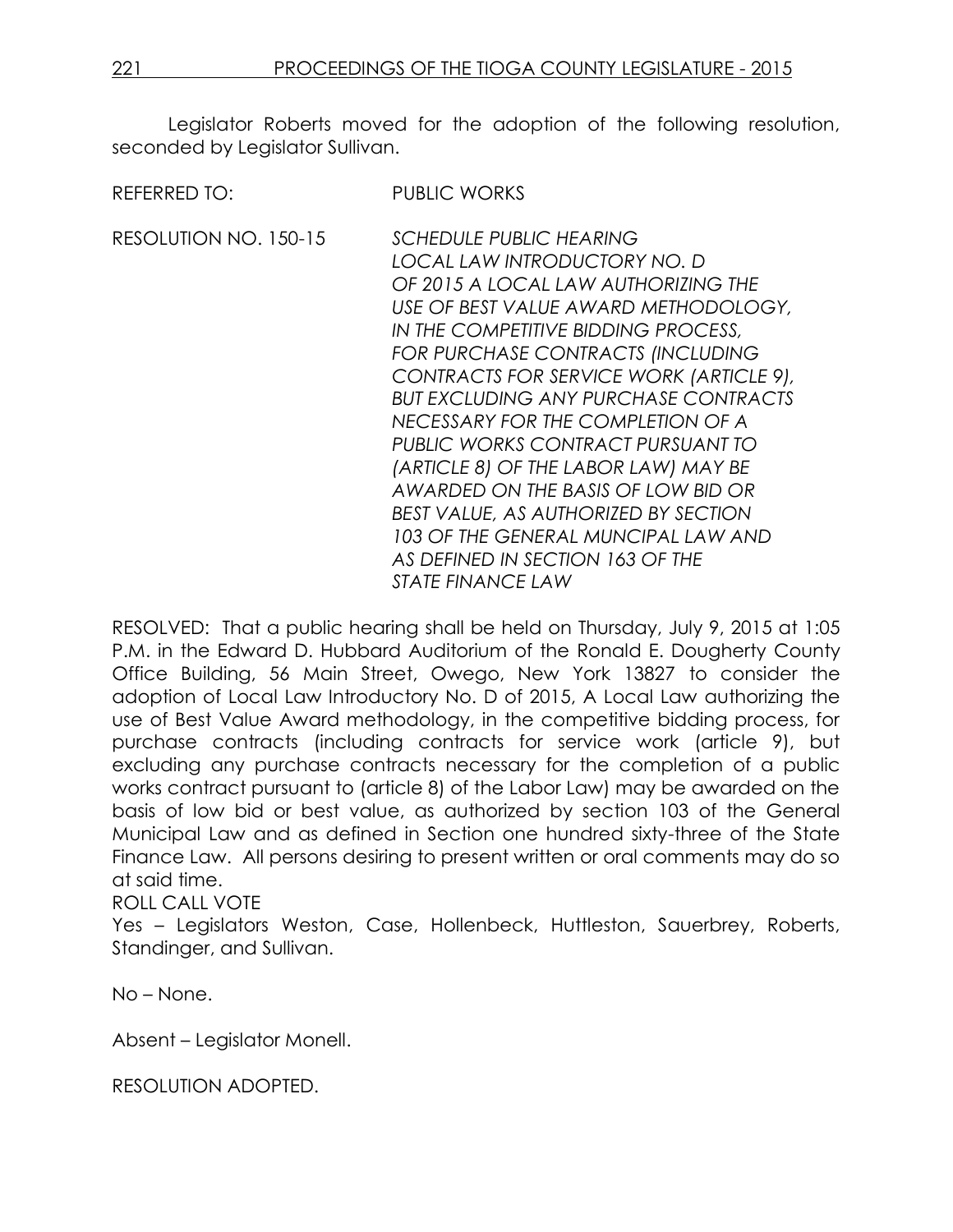Legislator Roberts moved for the adoption of the following resolution, seconded by Legislator Sullivan.

REFERRED TO: PUBLIC WORKS

RESOLUTION NO. 150-15 *SCHEDULE PUBLIC HEARING LOCAL LAW INTRODUCTORY NO. D OF 2015 A LOCAL LAW AUTHORIZING THE USE OF BEST VALUE AWARD METHODOLOGY, IN THE COMPETITIVE BIDDING PROCESS, FOR PURCHASE CONTRACTS (INCLUDING CONTRACTS FOR SERVICE WORK (ARTICLE 9), BUT EXCLUDING ANY PURCHASE CONTRACTS NECESSARY FOR THE COMPLETION OF A PUBLIC WORKS CONTRACT PURSUANT TO (ARTICLE 8) OF THE LABOR LAW) MAY BE AWARDED ON THE BASIS OF LOW BID OR BEST VALUE, AS AUTHORIZED BY SECTION 103 OF THE GENERAL MUNCIPAL LAW AND AS DEFINED IN SECTION 163 OF THE STATE FINANCE LAW*

RESOLVED: That a public hearing shall be held on Thursday, July 9, 2015 at 1:05 P.M. in the Edward D. Hubbard Auditorium of the Ronald E. Dougherty County Office Building, 56 Main Street, Owego, New York 13827 to consider the adoption of Local Law Introductory No. D of 2015, A Local Law authorizing the use of Best Value Award methodology, in the competitive bidding process, for purchase contracts (including contracts for service work (article 9), but excluding any purchase contracts necessary for the completion of a public works contract pursuant to (article 8) of the Labor Law) may be awarded on the basis of low bid or best value, as authorized by section 103 of the General Municipal Law and as defined in Section one hundred sixty-three of the State Finance Law. All persons desiring to present written or oral comments may do so at said time.

ROLL CALL VOTE

Yes – Legislators Weston, Case, Hollenbeck, Huttleston, Sauerbrey, Roberts, Standinger, and Sullivan.

No – None.

Absent – Legislator Monell.

RESOLUTION ADOPTED.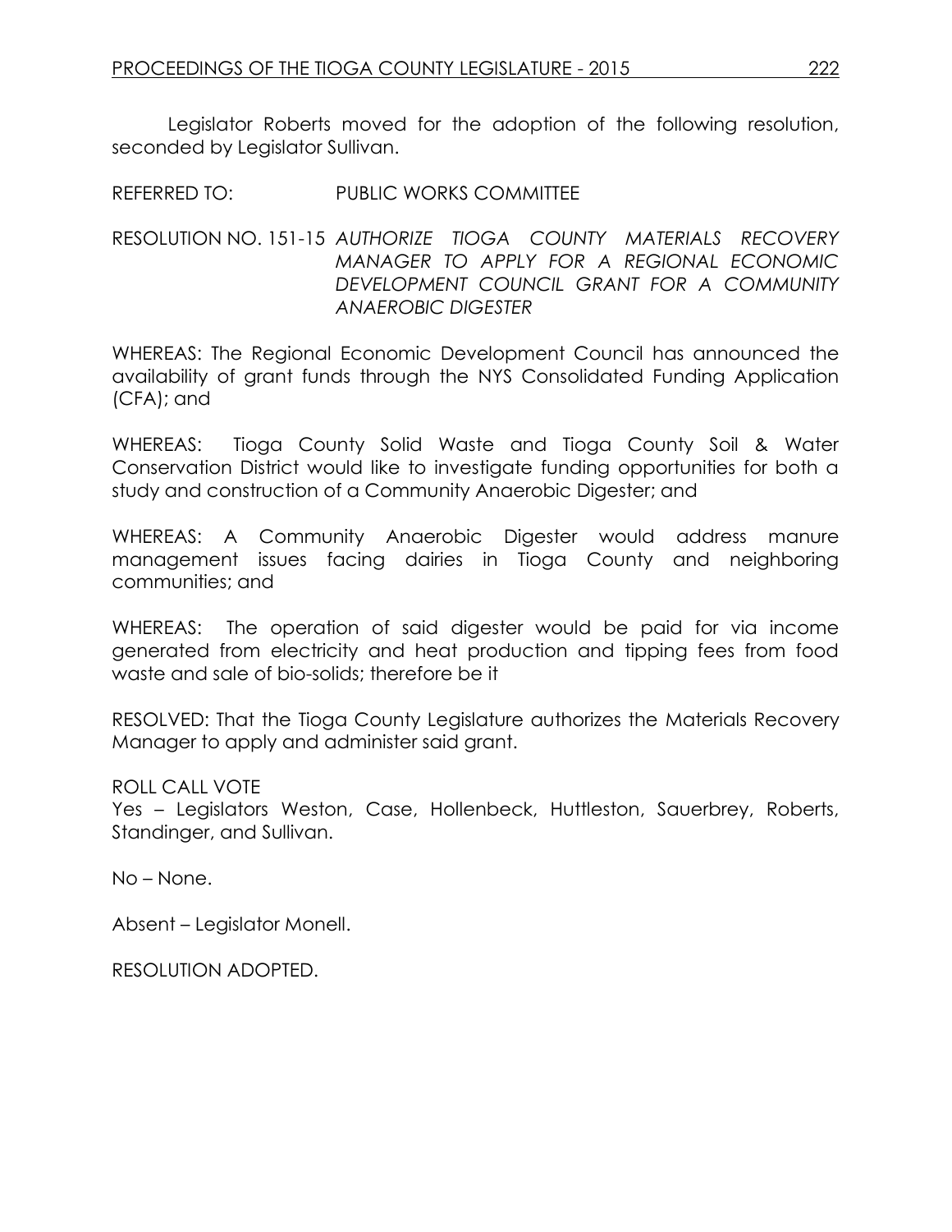Legislator Roberts moved for the adoption of the following resolution, seconded by Legislator Sullivan.

REFERRED TO: PUBLIC WORKS COMMITTEE

RESOLUTION NO. 151-15 *AUTHORIZE TIOGA COUNTY MATERIALS RECOVERY MANAGER TO APPLY FOR A REGIONAL ECONOMIC DEVELOPMENT COUNCIL GRANT FOR A COMMUNITY ANAEROBIC DIGESTER*

WHEREAS: The Regional Economic Development Council has announced the availability of grant funds through the NYS Consolidated Funding Application (CFA); and

WHEREAS: Tioga County Solid Waste and Tioga County Soil & Water Conservation District would like to investigate funding opportunities for both a study and construction of a Community Anaerobic Digester; and

WHEREAS: A Community Anaerobic Digester would address manure management issues facing dairies in Tioga County and neighboring communities; and

WHEREAS: The operation of said digester would be paid for via income generated from electricity and heat production and tipping fees from food waste and sale of bio-solids; therefore be it

RESOLVED: That the Tioga County Legislature authorizes the Materials Recovery Manager to apply and administer said grant.

ROLL CALL VOTE
Yes – Legislators Weston, Case, Hollenbeck, Huttleston, Sauerbrey, Roberts, Standinger, and Sullivan.

No – None.

Absent – Legislator Monell.

RESOLUTION ADOPTED.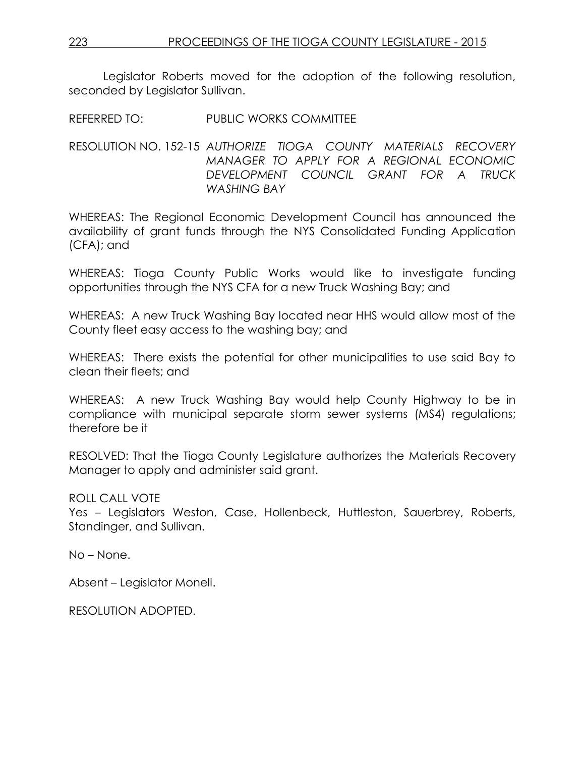Legislator Roberts moved for the adoption of the following resolution, seconded by Legislator Sullivan.

REFERRED TO: PUBLIC WORKS COMMITTEE

RESOLUTION NO. 152-15 *AUTHORIZE TIOGA COUNTY MATERIALS RECOVERY MANAGER TO APPLY FOR A REGIONAL ECONOMIC DEVELOPMENT COUNCIL GRANT FOR A TRUCK WASHING BAY*

WHEREAS: The Regional Economic Development Council has announced the availability of grant funds through the NYS Consolidated Funding Application (CFA); and

WHEREAS: Tioga County Public Works would like to investigate funding opportunities through the NYS CFA for a new Truck Washing Bay; and

WHEREAS: A new Truck Washing Bay located near HHS would allow most of the County fleet easy access to the washing bay; and

WHEREAS: There exists the potential for other municipalities to use said Bay to clean their fleets; and

WHEREAS: A new Truck Washing Bay would help County Highway to be in compliance with municipal separate storm sewer systems (MS4) regulations; therefore be it

RESOLVED: That the Tioga County Legislature authorizes the Materials Recovery Manager to apply and administer said grant.

ROLL CALL VOTE
Yes – Legislators Weston, Case, Hollenbeck, Huttleston, Sauerbrey, Roberts, Standinger, and Sullivan.

No – None.

Absent – Legislator Monell.

RESOLUTION ADOPTED.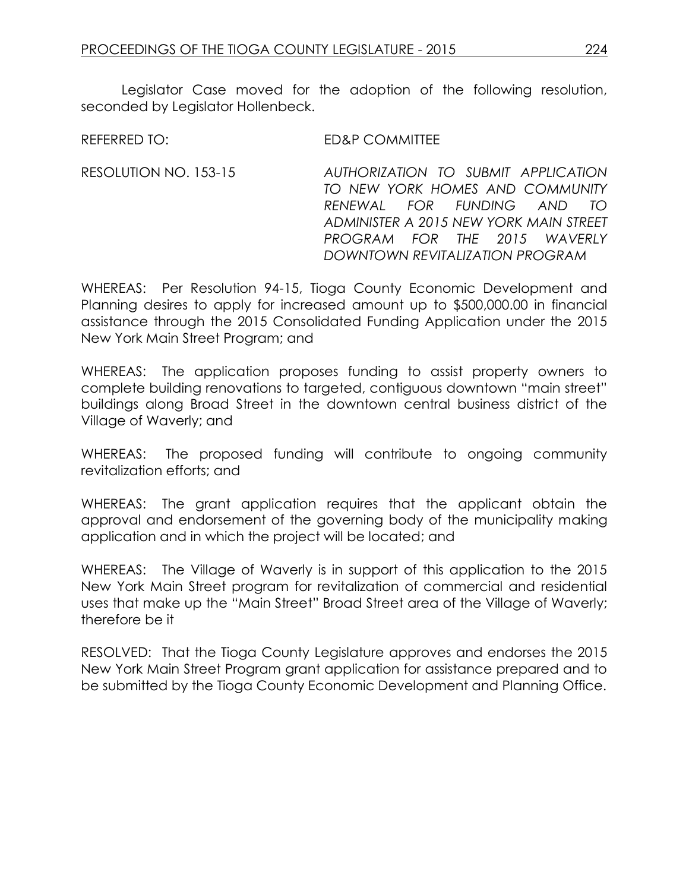Legislator Case moved for the adoption of the following resolution, seconded by Legislator Hollenbeck.

REFERRED TO: ED&P COMMITTEE

RESOLUTION NO. 153-15 *AUTHORIZATION TO SUBMIT APPLICATION TO NEW YORK HOMES AND COMMUNITY RENEWAL FOR FUNDING AND TO ADMINISTER A 2015 NEW YORK MAIN STREET PROGRAM FOR THE 2015 WAVERLY DOWNTOWN REVITALIZATION PROGRAM*

WHEREAS: Per Resolution 94-15, Tioga County Economic Development and Planning desires to apply for increased amount up to $500,000.00 in financial assistance through the 2015 Consolidated Funding Application under the 2015 New York Main Street Program; and

WHEREAS: The application proposes funding to assist property owners to complete building renovations to targeted, contiguous downtown "main street" buildings along Broad Street in the downtown central business district of the Village of Waverly; and

WHEREAS: The proposed funding will contribute to ongoing community revitalization efforts; and

WHEREAS: The grant application requires that the applicant obtain the approval and endorsement of the governing body of the municipality making application and in which the project will be located; and

WHEREAS: The Village of Waverly is in support of this application to the 2015 New York Main Street program for revitalization of commercial and residential uses that make up the "Main Street" Broad Street area of the Village of Waverly; therefore be it

RESOLVED: That the Tioga County Legislature approves and endorses the 2015 New York Main Street Program grant application for assistance prepared and to be submitted by the Tioga County Economic Development and Planning Office.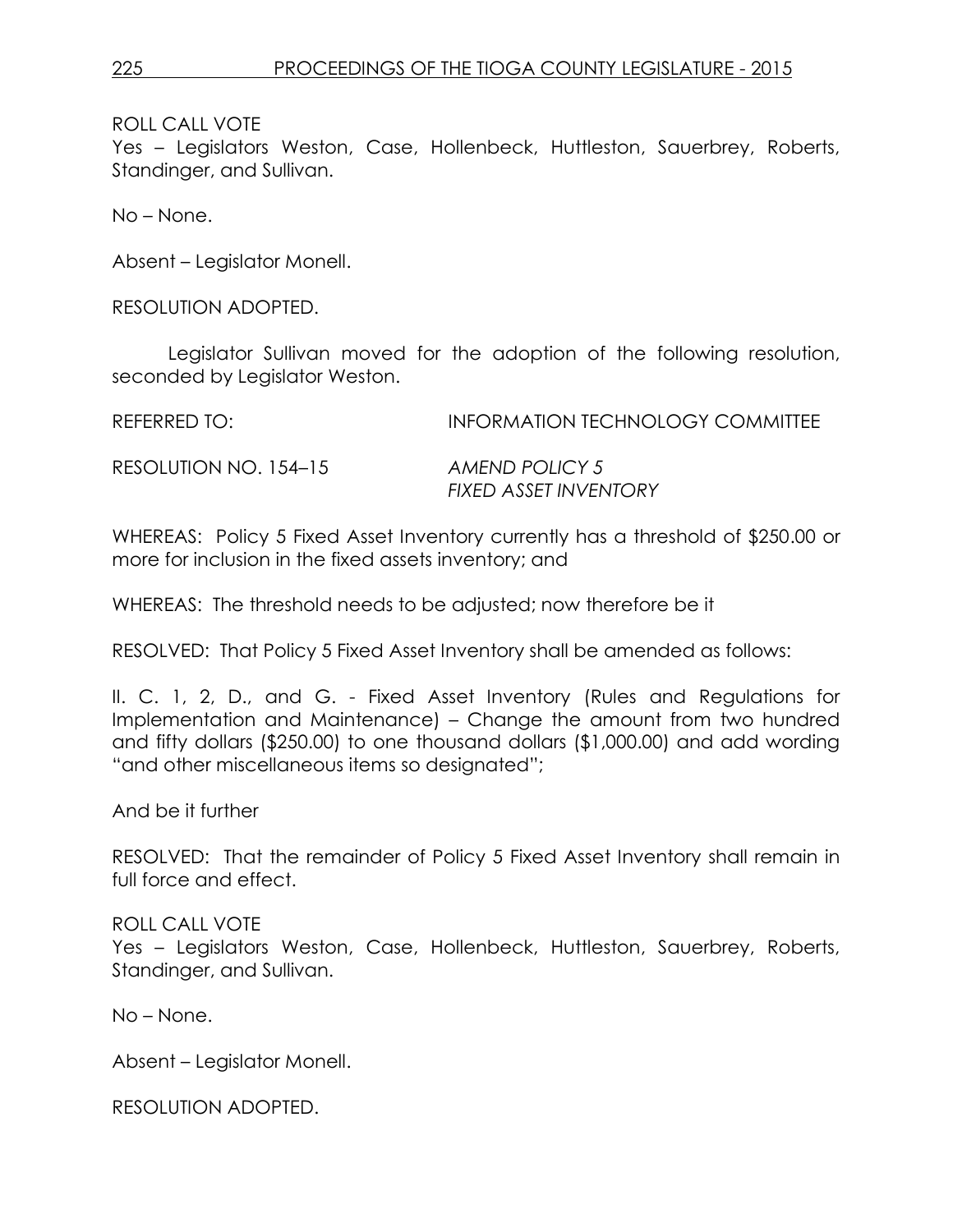ROLL CALL VOTE
Yes – Legislators Weston, Case, Hollenbeck, Huttleston, Sauerbrey, Roberts, Standinger, and Sullivan.

No – None.

Absent – Legislator Monell.

RESOLUTION ADOPTED.

Legislator Sullivan moved for the adoption of the following resolution, seconded by Legislator Weston.

REFERRED TO: INFORMATION TECHNOLOGY COMMITTEE

RESOLUTION NO. 154–15 *AMEND POLICY 5 FIXED ASSET INVENTORY*

WHEREAS: Policy 5 Fixed Asset Inventory currently has a threshold of $250.00 or more for inclusion in the fixed assets inventory; and

WHEREAS: The threshold needs to be adjusted; now therefore be it

RESOLVED: That Policy 5 Fixed Asset Inventory shall be amended as follows:

II. C. 1, 2, D., and G. - Fixed Asset Inventory (Rules and Regulations for Implementation and Maintenance) – Change the amount from two hundred and fifty dollars ($250.00) to one thousand dollars ($1,000.00) and add wording "and other miscellaneous items so designated";

And be it further

RESOLVED: That the remainder of Policy 5 Fixed Asset Inventory shall remain in full force and effect.

ROLL CALL VOTE
Yes – Legislators Weston, Case, Hollenbeck, Huttleston, Sauerbrey, Roberts, Standinger, and Sullivan.

No – None.

Absent – Legislator Monell.

RESOLUTION ADOPTED.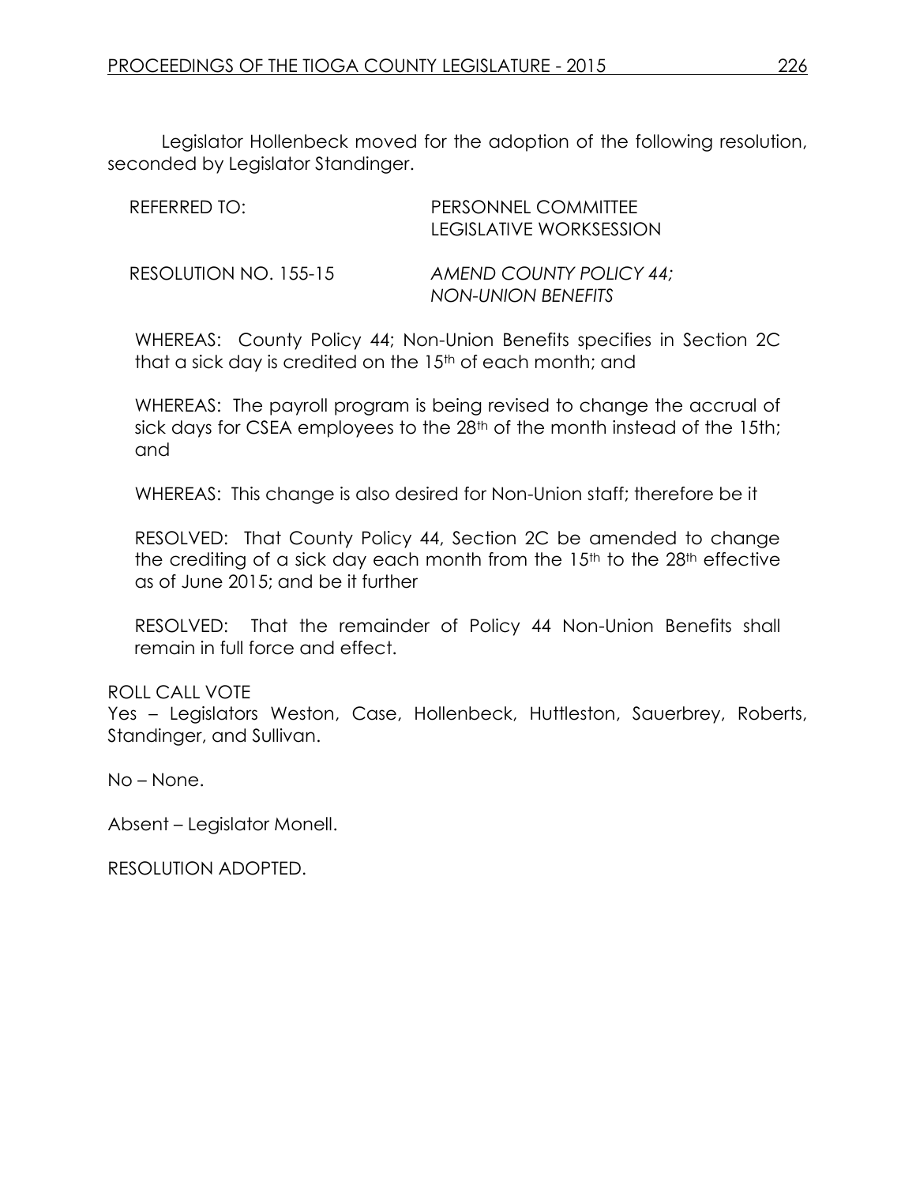Legislator Hollenbeck moved for the adoption of the following resolution, seconded by Legislator Standinger.

REFERRED TO: PERSONNEL COMMITTEE
LEGISLATIVE WORKSESSION

RESOLUTION NO. 155-15 *AMEND COUNTY POLICY 44; NON-UNION BENEFITS*

WHEREAS: County Policy 44; Non-Union Benefits specifies in Section 2C that a sick day is credited on the 15th of each month; and

WHEREAS: The payroll program is being revised to change the accrual of sick days for CSEA employees to the 28th of the month instead of the 15th; and

WHEREAS: This change is also desired for Non-Union staff; therefore be it

RESOLVED: That County Policy 44, Section 2C be amended to change the crediting of a sick day each month from the 15th to the 28th effective as of June 2015; and be it further

RESOLVED: That the remainder of Policy 44 Non-Union Benefits shall remain in full force and effect.

ROLL CALL VOTE
Yes – Legislators Weston, Case, Hollenbeck, Huttleston, Sauerbrey, Roberts, Standinger, and Sullivan.

No – None.

Absent – Legislator Monell.

RESOLUTION ADOPTED.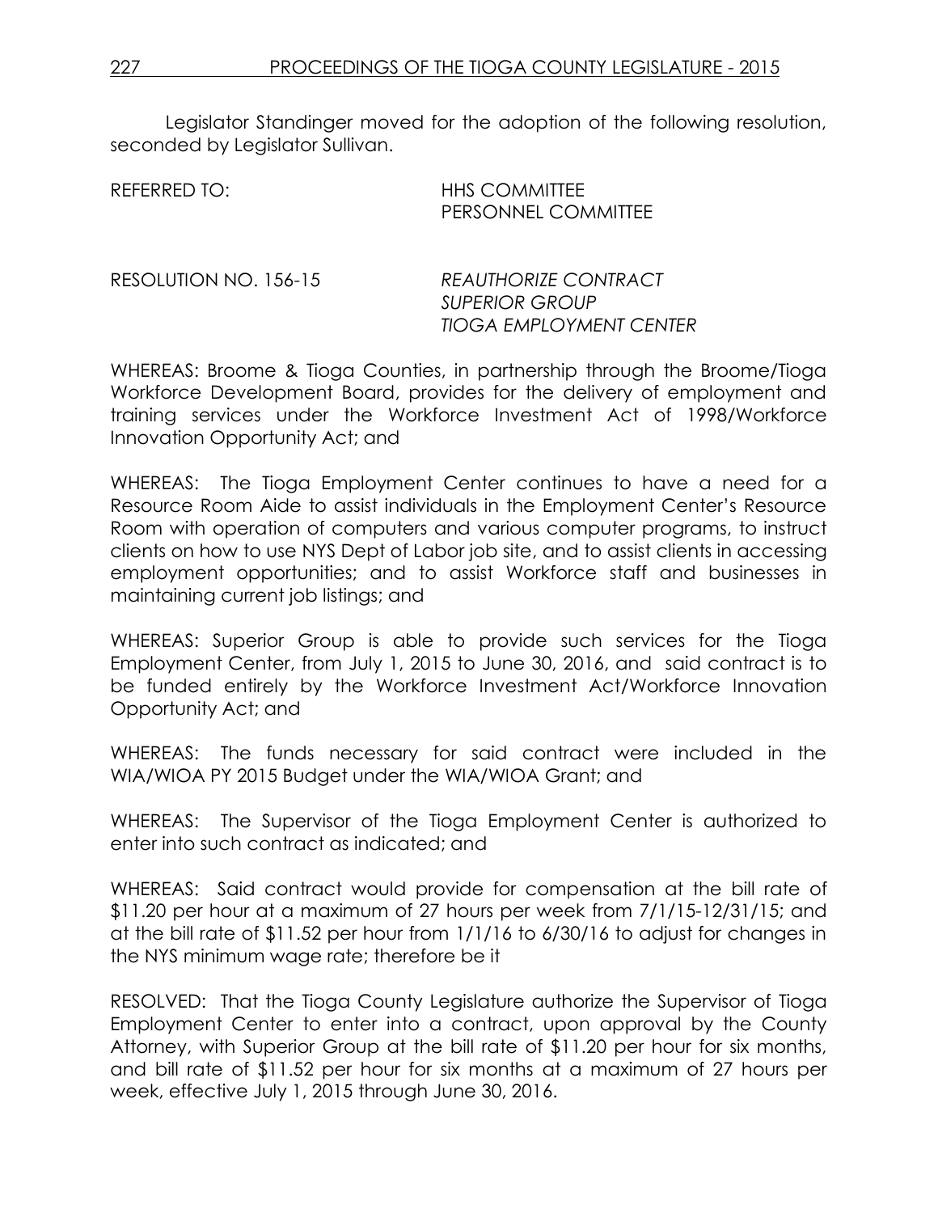Legislator Standinger moved for the adoption of the following resolution, seconded by Legislator Sullivan.

REFERRED TO: HHS COMMITTEE
PERSONNEL COMMITTEE

RESOLUTION NO. 156-15 *REAUTHORIZE CONTRACT SUPERIOR GROUP TIOGA EMPLOYMENT CENTER*

WHEREAS: Broome & Tioga Counties, in partnership through the Broome/Tioga Workforce Development Board, provides for the delivery of employment and training services under the Workforce Investment Act of 1998/Workforce Innovation Opportunity Act; and

WHEREAS: The Tioga Employment Center continues to have a need for a Resource Room Aide to assist individuals in the Employment Center's Resource Room with operation of computers and various computer programs, to instruct clients on how to use NYS Dept of Labor job site, and to assist clients in accessing employment opportunities; and to assist Workforce staff and businesses in maintaining current job listings; and

WHEREAS: Superior Group is able to provide such services for the Tioga Employment Center, from July 1, 2015 to June 30, 2016, and said contract is to be funded entirely by the Workforce Investment Act/Workforce Innovation Opportunity Act; and

WHEREAS: The funds necessary for said contract were included in the WIA/WIOA PY 2015 Budget under the WIA/WIOA Grant; and

WHEREAS: The Supervisor of the Tioga Employment Center is authorized to enter into such contract as indicated; and

WHEREAS: Said contract would provide for compensation at the bill rate of $11.20 per hour at a maximum of 27 hours per week from 7/1/15-12/31/15; and at the bill rate of $11.52 per hour from 1/1/16 to 6/30/16 to adjust for changes in the NYS minimum wage rate; therefore be it

RESOLVED: That the Tioga County Legislature authorize the Supervisor of Tioga Employment Center to enter into a contract, upon approval by the County Attorney, with Superior Group at the bill rate of $11.20 per hour for six months, and bill rate of $11.52 per hour for six months at a maximum of 27 hours per week, effective July 1, 2015 through June 30, 2016.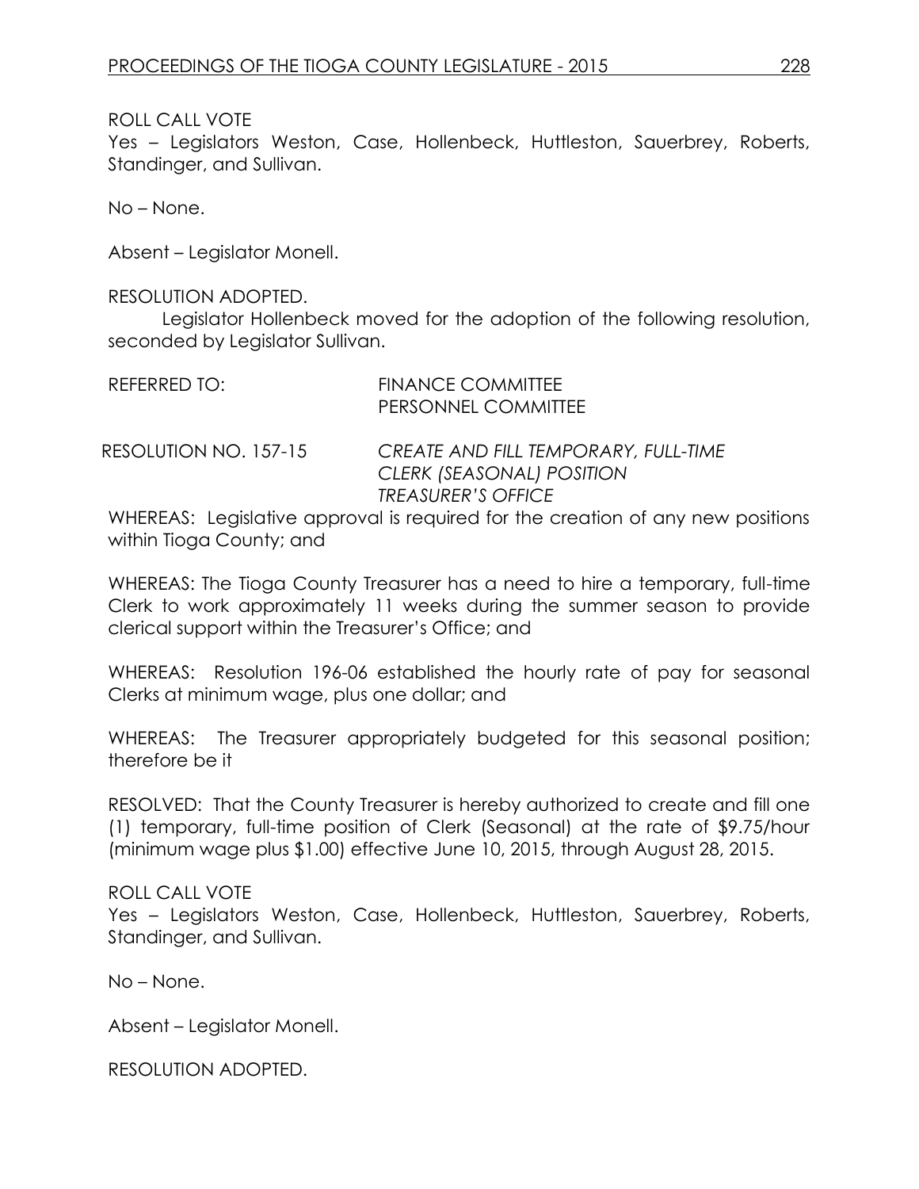ROLL CALL VOTE
Yes – Legislators Weston, Case, Hollenbeck, Huttleston, Sauerbrey, Roberts, Standinger, and Sullivan.

No – None.

Absent – Legislator Monell.

RESOLUTION ADOPTED.

Legislator Hollenbeck moved for the adoption of the following resolution, seconded by Legislator Sullivan.

REFERRED TO: FINANCE COMMITTEE
PERSONNEL COMMITTEE

RESOLUTION NO. 157-15 *CREATE AND FILL TEMPORARY, FULL-TIME CLERK (SEASONAL) POSITION TREASURER'S OFFICE*

WHEREAS: Legislative approval is required for the creation of any new positions within Tioga County; and

WHEREAS: The Tioga County Treasurer has a need to hire a temporary, full-time Clerk to work approximately 11 weeks during the summer season to provide clerical support within the Treasurer's Office; and

WHEREAS: Resolution 196-06 established the hourly rate of pay for seasonal Clerks at minimum wage, plus one dollar; and

WHEREAS: The Treasurer appropriately budgeted for this seasonal position; therefore be it

RESOLVED: That the County Treasurer is hereby authorized to create and fill one (1) temporary, full-time position of Clerk (Seasonal) at the rate of $9.75/hour (minimum wage plus $1.00) effective June 10, 2015, through August 28, 2015.

ROLL CALL VOTE
Yes – Legislators Weston, Case, Hollenbeck, Huttleston, Sauerbrey, Roberts, Standinger, and Sullivan.

No – None.

Absent – Legislator Monell.

RESOLUTION ADOPTED.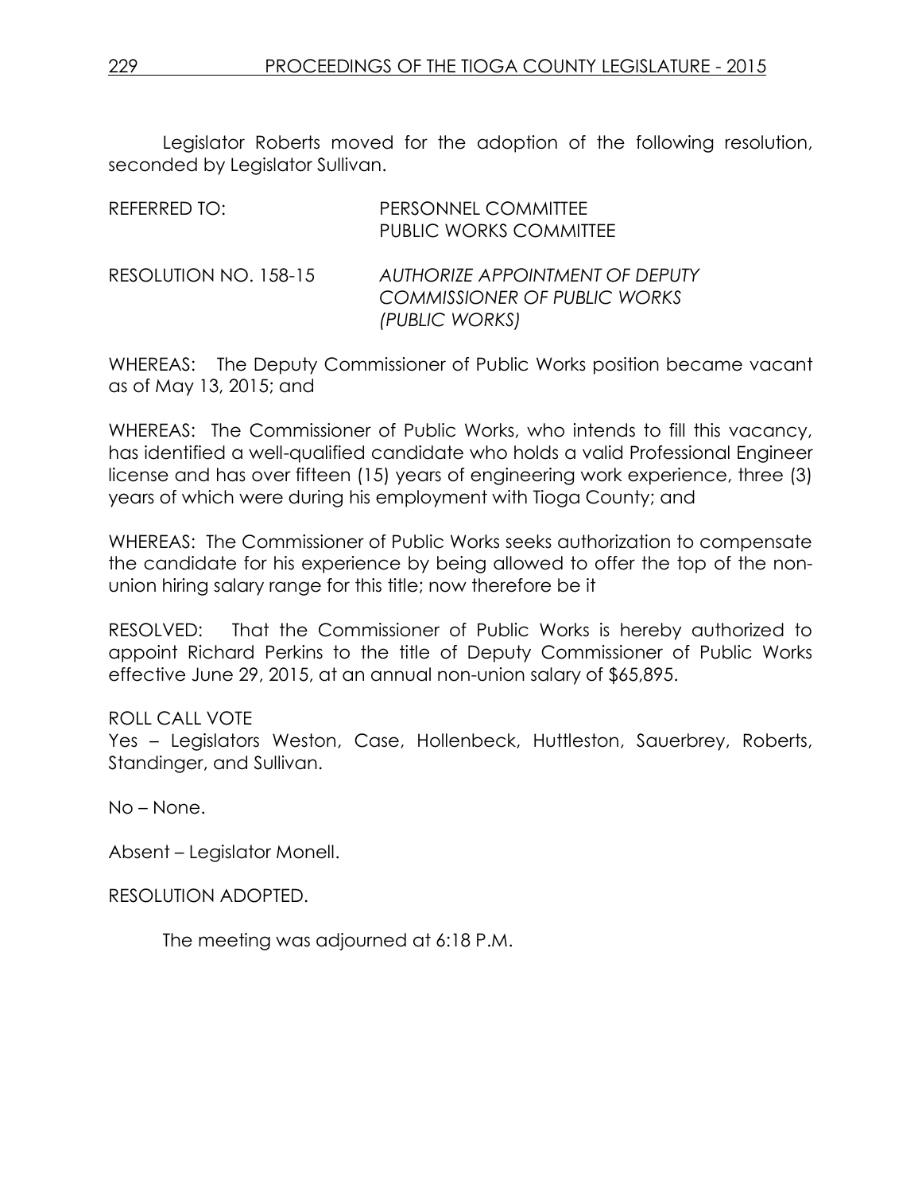Legislator Roberts moved for the adoption of the following resolution, seconded by Legislator Sullivan.

| | |
|---|---|
| REFERRED TO: | PERSONNEL COMMITTEE<br>PUBLIC WORKS COMMITTEE |
| RESOLUTION NO. 158-15 | *AUTHORIZE APPOINTMENT OF DEPUTY COMMISSIONER OF PUBLIC WORKS (PUBLIC WORKS)* |

WHEREAS: The Deputy Commissioner of Public Works position became vacant as of May 13, 2015; and

WHEREAS: The Commissioner of Public Works, who intends to fill this vacancy, has identified a well-qualified candidate who holds a valid Professional Engineer license and has over fifteen (15) years of engineering work experience, three (3) years of which were during his employment with Tioga County; and

WHEREAS: The Commissioner of Public Works seeks authorization to compensate the candidate for his experience by being allowed to offer the top of the non-union hiring salary range for this title; now therefore be it

RESOLVED: That the Commissioner of Public Works is hereby authorized to appoint Richard Perkins to the title of Deputy Commissioner of Public Works effective June 29, 2015, at an annual non-union salary of $65,895.

ROLL CALL VOTE

Yes – Legislators Weston, Case, Hollenbeck, Huttleston, Sauerbrey, Roberts, Standinger, and Sullivan.

No – None.

Absent – Legislator Monell.

RESOLUTION ADOPTED.

The meeting was adjourned at 6:18 P.M.